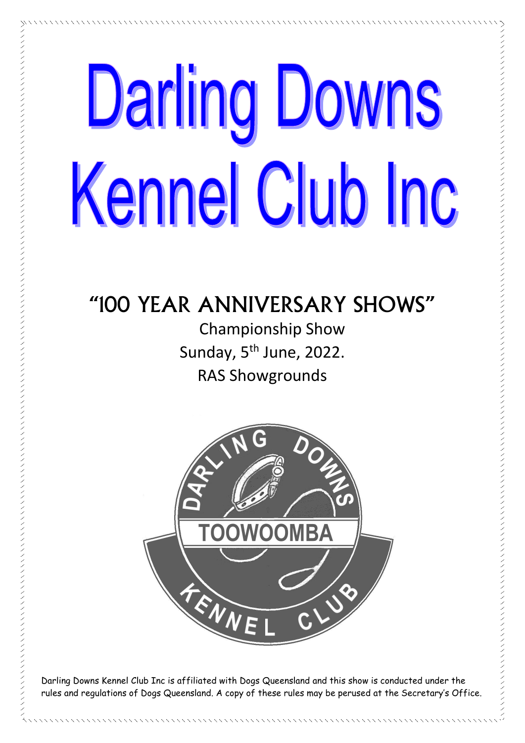# Darling Downs Kennel Club Inc

## "100 YEAR ANNIVERSARY SHOWS"

Championship Show

Sunday, 5th June, 2022.

RAS Showgrounds

Darling Downs Kennel Club Inc is affiliated with Dogs Queensland and this show is conducted under the rules and regulations of Dogs Queensland. A copy of these rules may be perused at the Secretary's Office.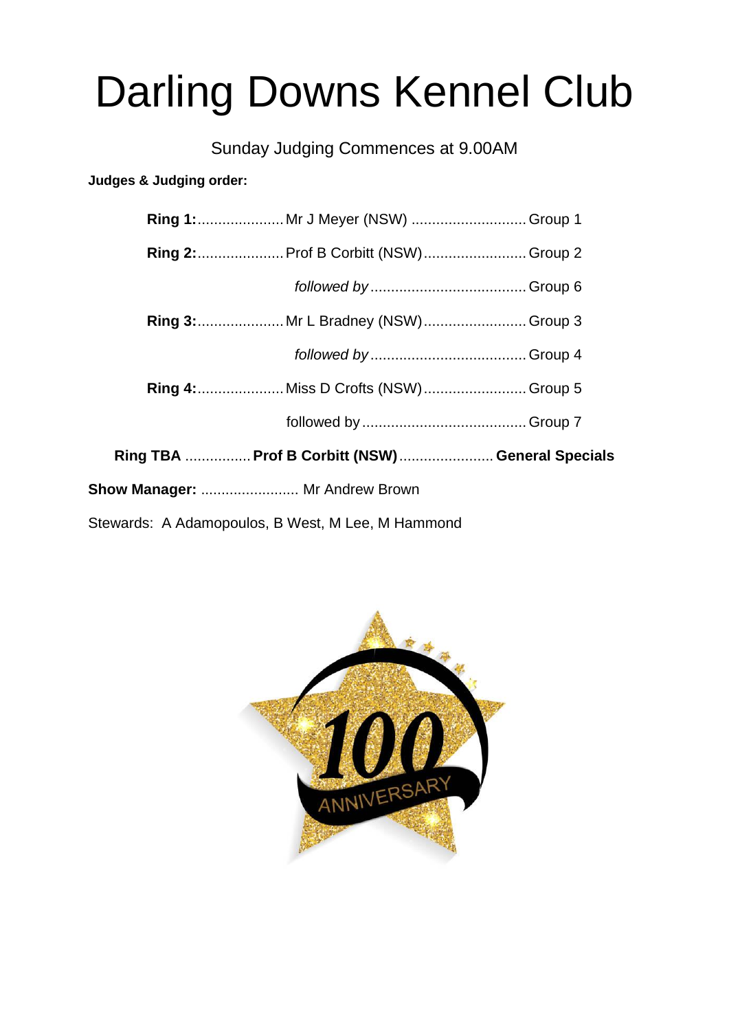# Darling Downs Kennel Club

Sunday Judging Commences at 9.00AM

**Judges & Judging order:**

**Ring 1:**..................... Mr J Meyer (NSW) ............................ Group 1

**Ring 2:**..................... Prof B Corbitt (NSW)......................... Group 2

*followed by* ...................................... Group 6

**Ring 3:**..................... Mr L Bradney (NSW)......................... Group 3

*followed by* ...................................... Group 4

**Ring 4:**..................... Miss D Crofts (NSW)......................... Group 5

followed by ........................................ Group 7

**Ring TBA** ................ **Prof B Corbitt (NSW)** ....................... **General Specials**

**Show Manager:** ........................ Mr Andrew Brown

Stewards: A Adamopoulos, B West, M Lee, M Hammond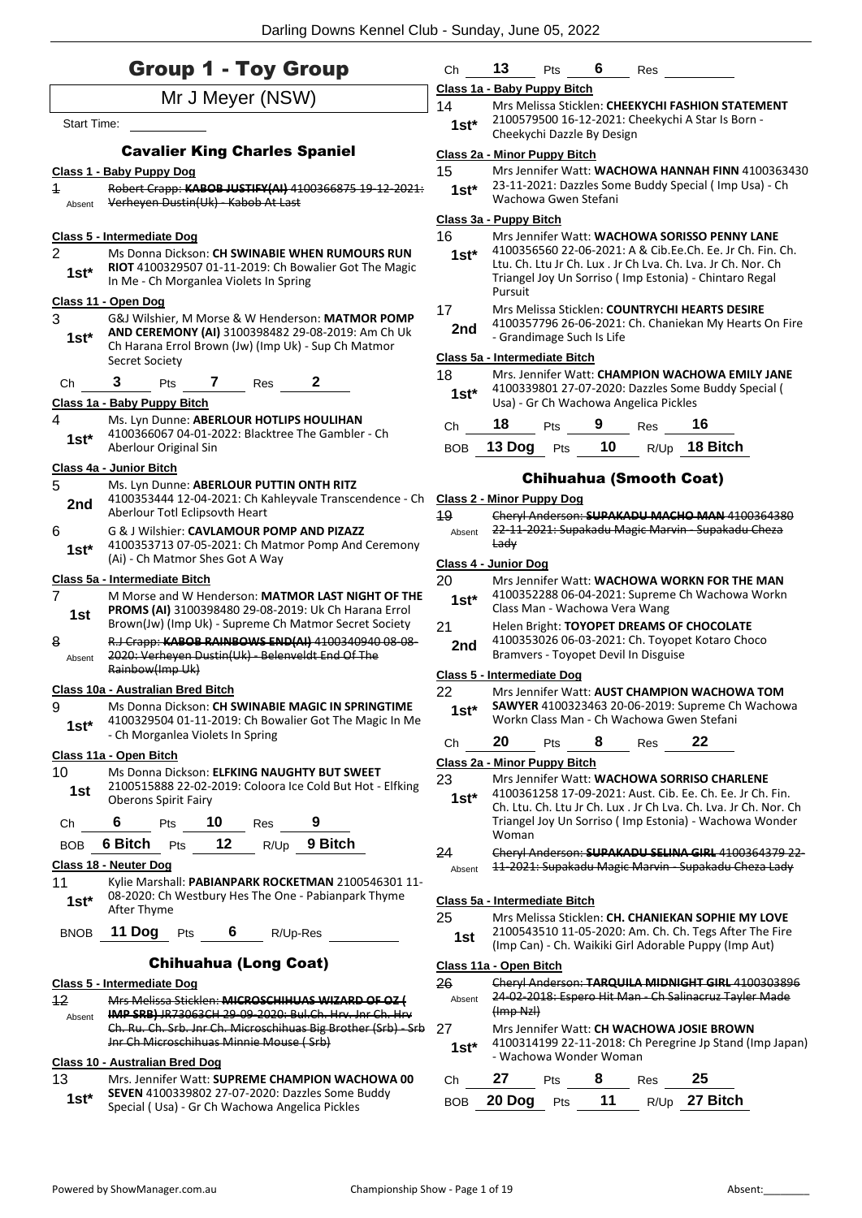# Group 1 - Toy Group

Mr J Meyer (NSW)

Start Time:

## Cavalier King Charles Spaniel

**Class 1 - Baby Puppy Dog**

1 Absent ~~Robert Crapp: **KABOB JUSTIFY(AI)** 4100366875 19-12-2021: Verheyen Dustin(Uk) - Kabob At Last~~

**Class 5 - Intermediate Dog**

2 1st* Ms Donna Dickson: **CH SWINABIE WHEN RUMOURS RUN RIOT** 4100329507 01-11-2019: Ch Bowalier Got The Magic In Me - Ch Morganlea Violets In Spring

**Class 11 - Open Dog**

3 1st* G&J Wilshier, M Morse & W Henderson: **MATMOR POMP AND CEREMONY (AI)** 3100398482 29-08-2019: Am Ch Uk Ch Harana Errol Brown (Jw) (Imp Uk) - Sup Ch Matmor Secret Society

Ch 3 Pts 7 Res 2

**Class 1a - Baby Puppy Bitch**

4 1st* Ms. Lyn Dunne: **ABERLOUR HOTLIPS HOULIHAN** 4100366067 04-01-2022: Blacktree The Gambler - Ch Aberlour Original Sin

**Class 4a - Junior Bitch**

5 2nd Ms. Lyn Dunne: **ABERLOUR PUTTIN ONTH RITZ** 4100353444 12-04-2021: Ch Kahleyvale Transcendence - Ch Aberlour Totl Eclipsovth Heart

6 1st* G & J Wilshier: **CAVLAMOUR POMP AND PIZAZZ** 4100353713 07-05-2021: Ch Matmor Pomp And Ceremony (Ai) - Ch Matmor Shes Got A Way

**Class 5a - Intermediate Bitch**

7 1st M Morse and W Henderson: **MATMOR LAST NIGHT OF THE PROMS (AI)** 3100398480 29-08-2019: Uk Ch Harana Errol Brown(Jw) (Imp Uk) - Supreme Ch Matmor Secret Society

8 Absent ~~R.J Crapp: **KABOB RAINBOWS END(AI)** 4100340940 08-08-2020: Verheyen Dustin(Uk) - Belenveldt End Of The Rainbow(Imp Uk)~~

**Class 10a - Australian Bred Bitch**

9 1st* Ms Donna Dickson: **CH SWINABIE MAGIC IN SPRINGTIME** 4100329504 01-11-2019: Ch Bowalier Got The Magic In Me - Ch Morganlea Violets In Spring

**Class 11a - Open Bitch**

10 1st Ms Donna Dickson: **ELFKING NAUGHTY BUT SWEET** 2100515888 22-02-2019: Coloora Ice Cold But Hot - Elfking Oberons Spirit Fairy

Ch 6 Pts 10 Res 9

BOB 6 Bitch Pts 12 R/Up 9 Bitch

**Class 18 - Neuter Dog**

11 1st* Kylie Marshall: **PABIANPARK ROCKETMAN** 2100546301 11-08-2020: Ch Westbury Hes The One - Pabianpark Thyme After Thyme

BNOB 11 Dog Pts 6 R/Up-Res

## Chihuahua (Long Coat)

**Class 5 - Intermediate Dog**

12 Absent ~~Mrs Melissa Sticklen: **MICROSCHIHUAS WIZARD OF OZ ( IMP SRB)** JR73063CH 29-09-2020: Bul.Ch. Hrv. Jnr Ch. Hrv Ch. Ru. Ch. Srb. Jnr Ch. Microschihuas Big Brother (Srb) - Srb Jnr Ch Microschihuas Minnie Mouse ( Srb)~~

**Class 10 - Australian Bred Dog**

13 1st* Mrs. Jennifer Watt: **SUPREME CHAMPION WACHOWA 00 SEVEN** 4100339802 27-07-2020: Dazzles Some Buddy Special ( Usa) - Gr Ch Wachowa Angelica Pickles

Ch 13 Pts 6 Res

**Class 1a - Baby Puppy Bitch**

14 1st* Mrs Melissa Sticklen: **CHEEKYCHI FASHION STATEMENT** 2100579500 16-12-2021: Cheekychi A Star Is Born - Cheekychi Dazzle By Design

**Class 2a - Minor Puppy Bitch**

15 1st* Mrs Jennifer Watt: **WACHOWA HANNAH FINN** 4100363430 23-11-2021: Dazzles Some Buddy Special ( Imp Usa) - Ch Wachowa Gwen Stefani

**Class 3a - Puppy Bitch**

16 1st* Mrs Jennifer Watt: **WACHOWA SORISSO PENNY LANE** 4100356560 22-06-2021: A & Cib.Ee.Ch. Ee. Jr Ch. Fin. Ch. Ltu. Ch. Ltu Jr Ch. Lux . Jr Ch Lva. Ch. Lva. Jr Ch. Nor. Ch Triangel Joy Un Sorriso ( Imp Estonia) - Chintaro Regal Pursuit

17 2nd Mrs Melissa Sticklen: **COUNTRYCHI HEARTS DESIRE** 4100357796 26-06-2021: Ch. Chaniekan My Hearts On Fire - Grandimage Such Is Life

**Class 5a - Intermediate Bitch**

18 1st* Mrs. Jennifer Watt: **CHAMPION WACHOWA EMILY JANE** 4100339801 27-07-2020: Dazzles Some Buddy Special ( Usa) - Gr Ch Wachowa Angelica Pickles

Ch 18 Pts 9 Res 16

BOB 13 Dog Pts 10 R/Up 18 Bitch

## Chihuahua (Smooth Coat)

**Class 2 - Minor Puppy Dog**

19 Absent ~~Cheryl Anderson: **SUPAKADU MACHO MAN** 4100364380 22-11-2021: Supakadu Magic Marvin - Supakadu Cheza Lady~~

**Class 4 - Junior Dog**

20 1st* Mrs Jennifer Watt: **WACHOWA WORKN FOR THE MAN** 4100352288 06-04-2021: Supreme Ch Wachowa Workn Class Man - Wachowa Vera Wang

21 2nd Helen Bright: **TOYOPET DREAMS OF CHOCOLATE** 4100353026 06-03-2021: Ch. Toyopet Kotaro Choco Bramvers - Toyopet Devil In Disguise

**Class 5 - Intermediate Dog**

22 1st* Mrs Jennifer Watt: **AUST CHAMPION WACHOWA TOM SAWYER** 4100323463 20-06-2019: Supreme Ch Wachowa Workn Class Man - Ch Wachowa Gwen Stefani

Ch 20 Pts 8 Res 22

**Class 2a - Minor Puppy Bitch**

23 1st* Mrs Jennifer Watt: **WACHOWA SORRISO CHARLENE** 4100361258 17-09-2021: Aust. Cib. Ee. Ch. Ee. Jr Ch. Fin. Ch. Ltu. Ch. Ltu Jr Ch. Lux . Jr Ch Lva. Ch. Lva. Jr Ch. Nor. Ch Triangel Joy Un Sorriso ( Imp Estonia) - Wachowa Wonder Woman

24 Absent ~~Cheryl Anderson: **SUPAKADU SELINA GIRL** 4100364379 22-11-2021: Supakadu Magic Marvin - Supakadu Cheza Lady~~

**Class 5a - Intermediate Bitch**

25 1st Mrs Melissa Sticklen: **CH. CHANIEKAN SOPHIE MY LOVE** 2100543510 11-05-2020: Am. Ch. Ch. Tegs After The Fire (Imp Can) - Ch. Waikiki Girl Adorable Puppy (Imp Aut)

**Class 11a - Open Bitch**

26 Absent ~~Cheryl Anderson: **TARQUILA MIDNIGHT GIRL** 4100303896 24-02-2018: Espero Hit Man - Ch Salinacruz Tayler Made (Imp Nzl)~~

27 1st* Mrs Jennifer Watt: **CH WACHOWA JOSIE BROWN** 4100314199 22-11-2018: Ch Peregrine Jp Stand (Imp Japan) - Wachowa Wonder Woman

Ch 27 Pts 8 Res 25

BOB 20 Dog Pts 11 R/Up 27 Bitch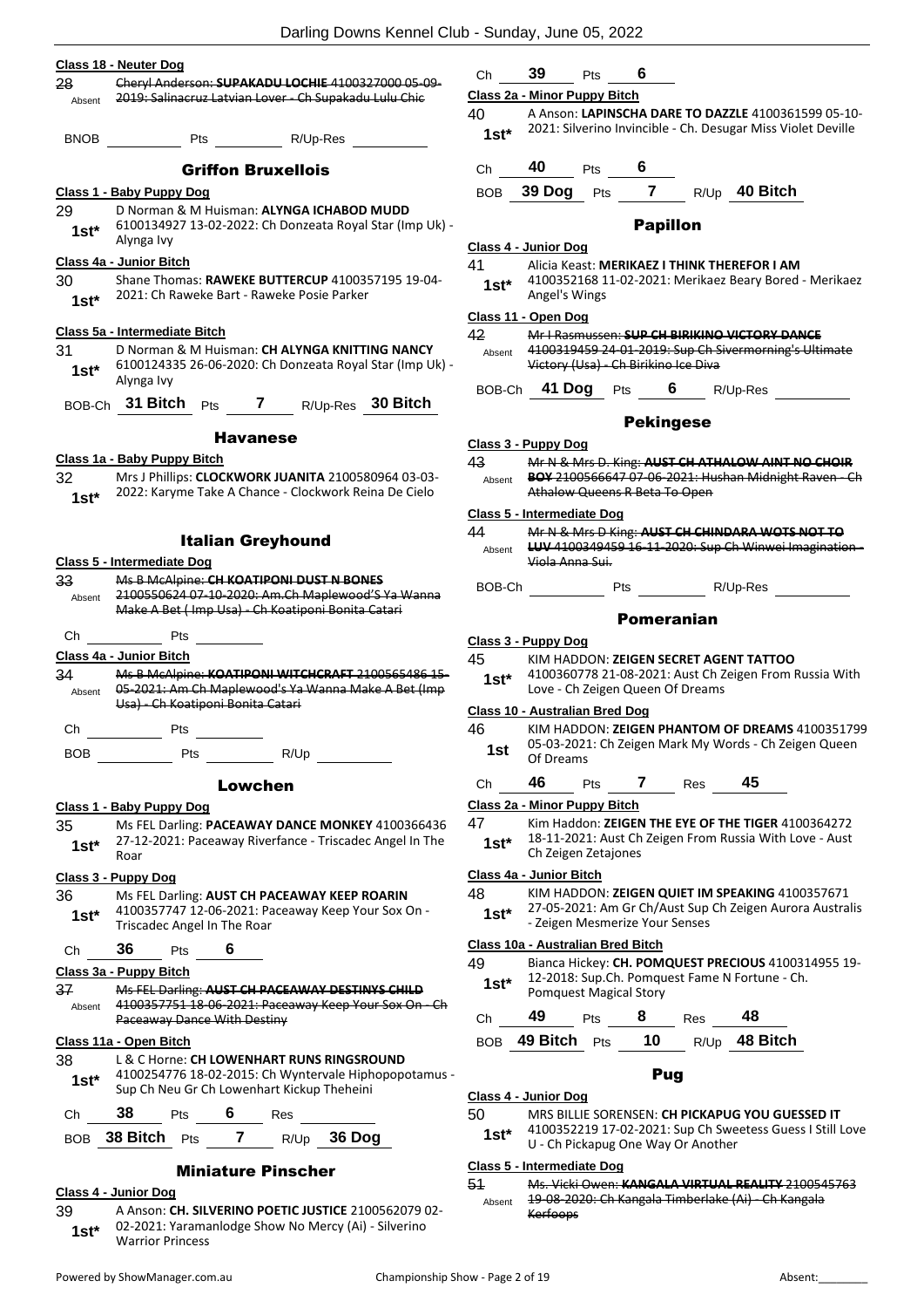**Class 18 - Neuter Dog**

28 Absent — ~~Cheryl Anderson: **SUPAKADU LOCHIE** 4100327000 05-09-2019: Salinacruz Latvian Lover - Ch Supakadu Lulu Chic~~

BNOB ______ Pts ______ R/Up-Res ______

## Griffon Bruxellois

**Class 1 - Baby Puppy Dog**

29 1st* — D Norman & M Huisman: **ALYNGA ICHABOD MUDD** 6100134927 13-02-2022: Ch Donzeata Royal Star (Imp Uk) - Alynga Ivy

**Class 4a - Junior Bitch**

30 1st* — Shane Thomas: **RAWEKE BUTTERCUP** 4100357195 19-04-2021: Ch Raweke Bart - Raweke Posie Parker

**Class 5a - Intermediate Bitch**

31 1st* — D Norman & M Huisman: **CH ALYNGA KNITTING NANCY** 6100124335 26-06-2020: Ch Donzeata Royal Star (Imp Uk) - Alynga Ivy

BOB-Ch **31 Bitch** Pts **7** R/Up-Res **30 Bitch**

## Havanese

**Class 1a - Baby Puppy Bitch**

32 1st* — Mrs J Phillips: **CLOCKWORK JUANITA** 2100580964 03-03-2022: Karyme Take A Chance - Clockwork Reina De Cielo

## Italian Greyhound

**Class 5 - Intermediate Dog**

33 Absent — ~~Ms B McAlpine: **CH KOATIPONI DUST N BONES** 2100550624 07-10-2020: Am.Ch Maplewood'S Ya Wanna Make A Bet ( Imp Usa) - Ch Koatiponi Bonita Catari~~

Ch ______ Pts ______

**Class 4a - Junior Bitch**

34 Absent — ~~Ms B McAlpine: **KOATIPONI WITCHCRAFT** 2100565486 15-05-2021: Am Ch Maplewood's Ya Wanna Make A Bet (Imp Usa) - Ch Koatiponi Bonita Catari~~

Ch ______ Pts ______

BOB ______ Pts ______ R/Up ______

## Lowchen

**Class 1 - Baby Puppy Dog**

35 1st* — Ms FEL Darling: **PACEAWAY DANCE MONKEY** 4100366436 27-12-2021: Paceaway Riverfance - Triscadec Angel In The Roar

**Class 3 - Puppy Dog**

36 1st* — Ms FEL Darling: **AUST CH PACEAWAY KEEP ROARIN** 4100357747 12-06-2021: Paceaway Keep Your Sox On - Triscadec Angel In The Roar

Ch **36** Pts **6**

**Class 3a - Puppy Bitch**

37 Absent — ~~Ms FEL Darling: **AUST CH PACEAWAY DESTINYS CHILD** 4100357751 18-06-2021: Paceaway Keep Your Sox On - Ch Paceaway Dance With Destiny~~

**Class 11a - Open Bitch**

38 1st* — L & C Horne: **CH LOWENHART RUNS RINGSROUND** 4100254776 18-02-2015: Ch Wyntervale Hiphopopotamus - Sup Ch Neu Gr Ch Lowenhart Kickup Theheini

Ch **38** Pts **6** Res ______

BOB **38 Bitch** Pts **7** R/Up **36 Dog**

## Miniature Pinscher

**Class 4 - Junior Dog**

39 1st* — A Anson: **CH. SILVERINO POETIC JUSTICE** 2100562079 02-02-2021: Yaramanlodge Show No Mercy (Ai) - Silverino Warrior Princess

Ch **39** Pts **6**

**Class 2a - Minor Puppy Bitch**

40 1st* — A Anson: **LAPINSCHA DARE TO DAZZLE** 4100361599 05-10-2021: Silverino Invincible - Ch. Desugar Miss Violet Deville

Ch **40** Pts **6**

BOB **39 Dog** Pts **7** R/Up **40 Bitch**

## Papillon

**Class 4 - Junior Dog**

41 1st* — Alicia Keast: **MERIKAEZ I THINK THEREFOR I AM** 4100352168 11-02-2021: Merikaez Beary Bored - Merikaez Angel's Wings

**Class 11 - Open Dog**

42 Absent — ~~Mr I Rasmussen: **SUP CH BIRIKINO VICTORY DANCE** 4100319459 24-01-2019: Sup Ch Sivermorning's Ultimate Victory (Usa) - Ch Birikino Ice Diva~~

BOB-Ch **41 Dog** Pts **6** R/Up-Res ______

## Pekingese

**Class 3 - Puppy Dog**

43 Absent — ~~Mr N & Mrs D. King: **AUST CH ATHALOW AINT NO CHOIR BOY** 2100566647 07-06-2021: Hushan Midnight Raven - Ch Athalow Queens R Beta To Open~~

**Class 5 - Intermediate Dog**

44 Absent — ~~Mr N & Mrs D King: **AUST CH CHINDARA WOTS NOT TO LUV** 4100349459 16-11-2020: Sup Ch Winwei Imagination - Viola Anna Sui.~~

BOB-Ch ______ Pts ______ R/Up-Res ______

## Pomeranian

**Class 3 - Puppy Dog**

45 1st* — KIM HADDON: **ZEIGEN SECRET AGENT TATTOO** 4100360778 21-08-2021: Aust Ch Zeigen From Russia With Love - Ch Zeigen Queen Of Dreams

**Class 10 - Australian Bred Dog**

46 1st — KIM HADDON: **ZEIGEN PHANTOM OF DREAMS** 4100351799 05-03-2021: Ch Zeigen Mark My Words - Ch Zeigen Queen Of Dreams

Ch **46** Pts **7** Res **45**

**Class 2a - Minor Puppy Bitch**

47 1st* — Kim Haddon: **ZEIGEN THE EYE OF THE TIGER** 4100364272 18-11-2021: Aust Ch Zeigen From Russia With Love - Aust Ch Zeigen Zetajones

**Class 4a - Junior Bitch**

48 1st* — KIM HADDON: **ZEIGEN QUIET IM SPEAKING** 4100357671 27-05-2021: Am Gr Ch/Aust Sup Ch Zeigen Aurora Australis - Zeigen Mesmerize Your Senses

**Class 10a - Australian Bred Bitch**

49 1st* — Bianca Hickey: **CH. POMQUEST PRECIOUS** 4100314955 19-12-2018: Sup.Ch. Pomquest Fame N Fortune - Ch. Pomquest Magical Story

Ch **49** Pts **8** Res **48**

BOB **49 Bitch** Pts **10** R/Up **48 Bitch**

## Pug

**Class 4 - Junior Dog**

50 1st* — MRS BILLIE SORENSEN: **CH PICKAPUG YOU GUESSED IT** 4100352219 17-02-2021: Sup Ch Sweetess Guess I Still Love U - Ch Pickapug One Way Or Another

**Class 5 - Intermediate Dog**

51 Absent — ~~Ms. Vicki Owen: **KANGALA VIRTUAL REALITY** 2100545763 19-08-2020: Ch Kangala Timberlake (Ai) - Ch Kangala Kerfoops~~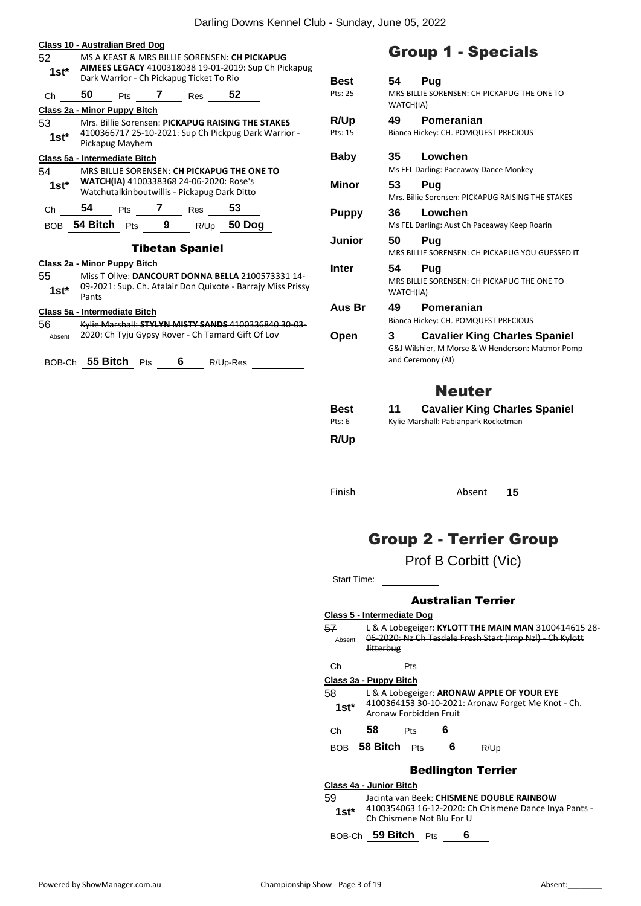**Class 10 - Australian Bred Dog**

52 — 1st* — MS A KEAST & MRS BILLIE SORENSEN: **CH PICKAPUG AIMEES LEGACY** 4100318038 19-01-2019: Sup Ch Pickapug Dark Warrior - Ch Pickapug Ticket To Rio

Ch **50** Pts **7** Res **52**

**Class 2a - Minor Puppy Bitch**

53 — 1st* — Mrs. Billie Sorensen: **PICKAPUG RAISING THE STAKES** 4100366717 25-10-2021: Sup Ch Pickpug Dark Warrior - Pickapug Mayhem

**Class 5a - Intermediate Bitch**

54 — 1st* — MRS BILLIE SORENSEN: **CH PICKAPUG THE ONE TO WATCH(IA)** 4100338368 24-06-2020: Rose's Watchutalkinboutwillis - Pickapug Dark Ditto

Ch **54** Pts **7** Res **53**

BOB **54 Bitch** Pts **9** R/Up **50 Dog**

### Tibetan Spaniel

**Class 2a - Minor Puppy Bitch**

55 — 1st* — Miss T Olive: **DANCOURT DONNA BELLA** 2100573331 14-09-2021: Sup. Ch. Atalair Don Quixote - Barrajy Miss Prissy Pants

**Class 5a - Intermediate Bitch**

56 — Absent — ~~Kylie Marshall: **STYLYN MISTY SANDS** 4100336840 30-03-2020: Ch Tyju Gypsy Rover - Ch Tamard Gift Of Lov~~

BOB-Ch **55 Bitch** Pts **6** R/Up-Res

## Group 1 - Specials

| | | |
|---|---|---|
| **Best** (Pts: 25) | **54** | **Pug** — MRS BILLIE SORENSEN: CH PICKAPUG THE ONE TO WATCH(IA) |
| **R/Up** (Pts: 15) | **49** | **Pomeranian** — Bianca Hickey: CH. POMQUEST PRECIOUS |
| **Baby** | **35** | **Lowchen** — Ms FEL Darling: Paceaway Dance Monkey |
| **Minor** | **53** | **Pug** — Mrs. Billie Sorensen: PICKAPUG RAISING THE STAKES |
| **Puppy** | **36** | **Lowchen** — Ms FEL Darling: Aust Ch Paceaway Keep Roarin |
| **Junior** | **50** | **Pug** — MRS BILLIE SORENSEN: CH PICKAPUG YOU GUESSED IT |
| **Inter** | **54** | **Pug** — MRS BILLIE SORENSEN: CH PICKAPUG THE ONE TO WATCH(IA) |
| **Aus Br** | **49** | **Pomeranian** — Bianca Hickey: CH. POMQUEST PRECIOUS |
| **Open** | **3** | **Cavalier King Charles Spaniel** — G&J Wilshier, M Morse & W Henderson: Matmor Pomp and Ceremony (AI) |

## Neuter

| | | |
|---|---|---|
| **Best** (Pts: 6) | **11** | **Cavalier King Charles Spaniel** — Kylie Marshall: Pabianpark Rocketman |
| **R/Up** | | |

Finish ______ Absent **15**

## Group 2 - Terrier Group

Prof B Corbitt (Vic)

Start Time:

### Australian Terrier

**Class 5 - Intermediate Dog**

57 — Absent — ~~L & A Lobegeiger: **KYLOTT THE MAIN MAN** 3100414615 28-06-2020: Nz Ch Tasdale Fresh Start (Imp Nzl) - Ch Kylott Jitterbug~~

Ch ______ Pts ______

**Class 3a - Puppy Bitch**

58 — 1st* — L & A Lobegeiger: **ARONAW APPLE OF YOUR EYE** 4100364153 30-10-2021: Aronaw Forget Me Knot - Ch. Aronaw Forbidden Fruit

Ch **58** Pts **6**

BOB **58 Bitch** Pts **6** R/Up

### Bedlington Terrier

**Class 4a - Junior Bitch**

59 — 1st* — Jacinta van Beek: **CHISMENE DOUBLE RAINBOW** 4100354063 16-12-2020: Ch Chismene Dance Inya Pants - Ch Chismene Not Blu For U

BOB-Ch **59 Bitch** Pts **6**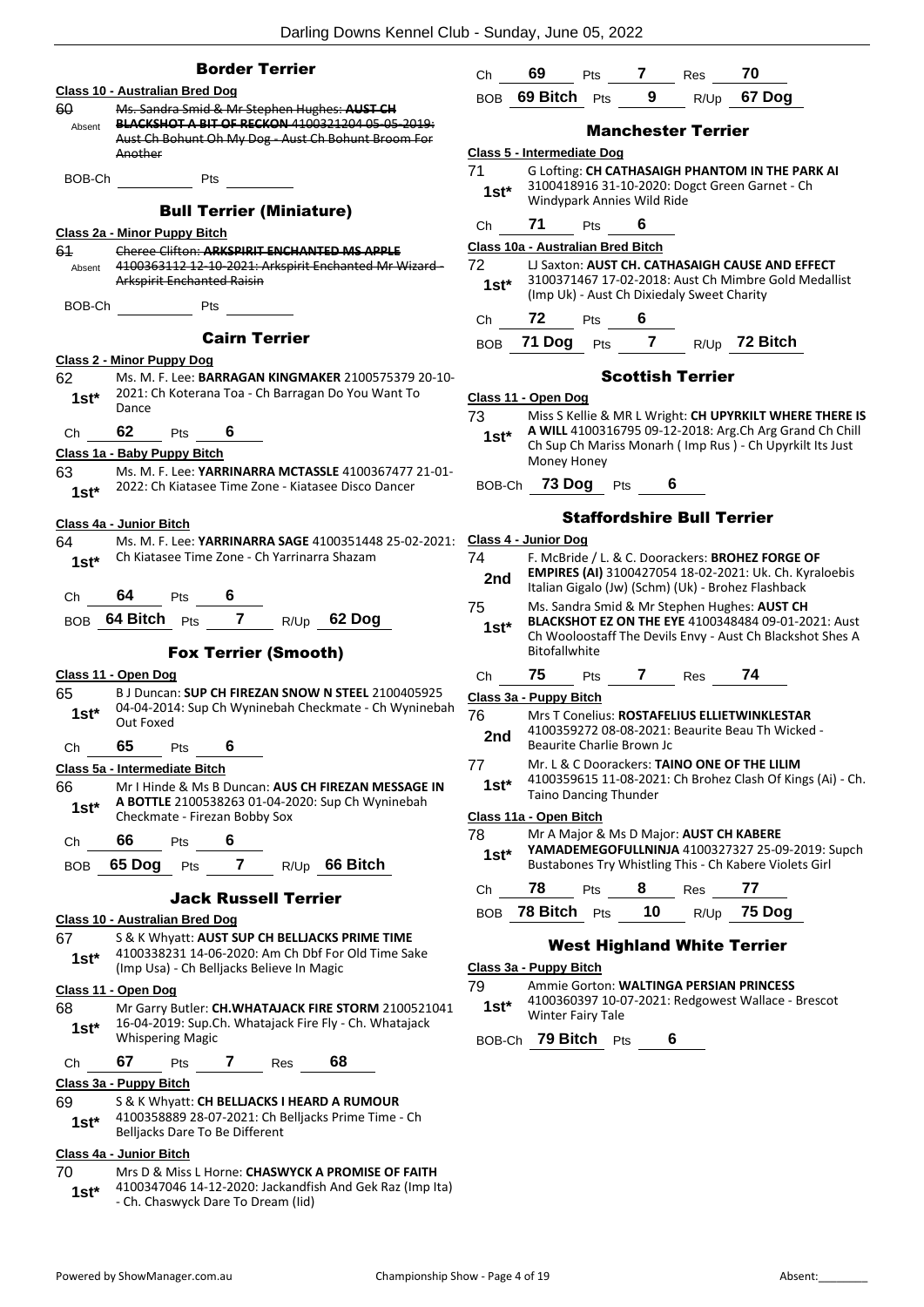## Border Terrier

**Class 10 - Australian Bred Dog**

~~60 Absent Ms. Sandra Smid & Mr Stephen Hughes: **AUST CH BLACKSHOT A BIT OF RECKON** 4100321204 05-05-2019: Aust Ch Bohunt Oh My Dog - Aust Ch Bohunt Broom For Another~~

BOB-Ch ______ Pts ______

## Bull Terrier (Miniature)

**Class 2a - Minor Puppy Bitch**

~~61 Absent Cheree Clifton: **ARKSPIRIT ENCHANTED MS APPLE** 4100363112 12-10-2021: Arkspirit Enchanted Mr Wizard - Arkspirit Enchanted Raisin~~

BOB-Ch ______ Pts ______

## Cairn Terrier

**Class 2 - Minor Puppy Dog**

62 1st* Ms. M. F. Lee: **BARRAGAN KINGMAKER** 2100575379 20-10-2021: Ch Koterana Toa - Ch Barragan Do You Want To Dance

Ch 62 Pts 6

**Class 1a - Baby Puppy Bitch**

63 1st* Ms. M. F. Lee: **YARRINARRA MCTASSLE** 4100367477 21-01-2022: Ch Kiatasee Time Zone - Kiatasee Disco Dancer

**Class 4a - Junior Bitch**

64 1st* Ms. M. F. Lee: **YARRINARRA SAGE** 4100351448 25-02-2021: Ch Kiatasee Time Zone - Ch Yarrinarra Shazam

Ch 64 Pts 6

BOB 64 Bitch Pts 7 R/Up 62 Dog

## Fox Terrier (Smooth)

**Class 11 - Open Dog**

65 1st* B J Duncan: **SUP CH FIREZAN SNOW N STEEL** 2100405925 04-04-2014: Sup Ch Wyninebah Checkmate - Ch Wyninebah Out Foxed

Ch 65 Pts 6

**Class 5a - Intermediate Bitch**

66 1st* Mr I Hinde & Ms B Duncan: **AUS CH FIREZAN MESSAGE IN A BOTTLE** 2100538263 01-04-2020: Sup Ch Wyninebah Checkmate - Firezan Bobby Sox

Ch 66 Pts 6

BOB 65 Dog Pts 7 R/Up 66 Bitch

## Jack Russell Terrier

**Class 10 - Australian Bred Dog**

67 1st* S & K Whyatt: **AUST SUP CH BELLJACKS PRIME TIME** 4100338231 14-06-2020: Am Ch Dbf For Old Time Sake (Imp Usa) - Ch Belljacks Believe In Magic

**Class 11 - Open Dog**

68 1st* Mr Garry Butler: **CH.WHATAJACK FIRE STORM** 2100521041 16-04-2019: Sup.Ch. Whatajack Fire Fly - Ch. Whatajack Whispering Magic

Ch 67 Pts 7 Res 68

**Class 3a - Puppy Bitch**

69 1st* S & K Whyatt: **CH BELLJACKS I HEARD A RUMOUR** 4100358889 28-07-2021: Ch Belljacks Prime Time - Ch Belljacks Dare To Be Different

**Class 4a - Junior Bitch**

70 1st* Mrs D & Miss L Horne: **CHASWYCK A PROMISE OF FAITH** 4100347046 14-12-2020: Jackandfish And Gek Raz (Imp Ita) - Ch. Chaswyck Dare To Dream (Iid)

Ch 69 Pts 7 Res 70

BOB 69 Bitch Pts 9 R/Up 67 Dog

## Manchester Terrier

**Class 5 - Intermediate Dog**

71 1st* G Lofting: **CH CATHASAIGH PHANTOM IN THE PARK AI** 3100418916 31-10-2020: Dogct Green Garnet - Ch Windypark Annies Wild Ride

Ch 71 Pts 6

**Class 10a - Australian Bred Bitch**

72 1st* LJ Saxton: **AUST CH. CATHASAIGH CAUSE AND EFFECT** 3100371467 17-02-2018: Aust Ch Mimbre Gold Medallist (Imp Uk) - Aust Ch Dixiedaly Sweet Charity

Ch 72 Pts 6

BOB 71 Dog Pts 7 R/Up 72 Bitch

## Scottish Terrier

**Class 11 - Open Dog**

73 1st* Miss S Kellie & MR L Wright: **CH UPYRKILT WHERE THERE IS A WILL** 4100316795 09-12-2018: Arg.Ch Arg Grand Ch Chill Ch Sup Ch Mariss Monarch ( Imp Rus ) - Ch Upyrkilt Its Just Money Honey

BOB-Ch 73 Dog Pts 6

## Staffordshire Bull Terrier

**Class 4 - Junior Dog**

74 2nd F. McBride / L. & C. Doorackers: **BROHEZ FORGE OF EMPIRES (AI)** 3100427054 18-02-2021: Uk. Ch. Kyraloebis Italian Gigalo (Jw) (Schm) (Uk) - Brohez Flashback

75 1st* Ms. Sandra Smid & Mr Stephen Hughes: **AUST CH BLACKSHOT EZ ON THE EYE** 4100348484 09-01-2021: Aust Ch Wooloostaff The Devils Envy - Aust Ch Blackshot Shes A Bitofallwhite

Ch 75 Pts 7 Res 74

**Class 3a - Puppy Bitch**

76 2nd Mrs T Conelius: **ROSTAFELIUS ELLIETWINKLESTAR** 4100359272 08-08-2021: Beaurite Beau Th Wicked - Beaurite Charlie Brown Jc

77 1st* Mr. L & C Doorackers: **TAINO ONE OF THE LILIM** 4100359615 11-08-2021: Ch Brohez Clash Of Kings (Ai) - Ch. Taino Dancing Thunder

**Class 11a - Open Bitch**

78 1st* Mr A Major & Ms D Major: **AUST CH KABERE YAMADEMEGOFULLNINJA** 4100327327 25-09-2019: Supch Bustabones Try Whistling This - Ch Kabere Violets Girl

Ch 78 Pts 8 Res 77

BOB 78 Bitch Pts 10 R/Up 75 Dog

## West Highland White Terrier

**Class 3a - Puppy Bitch**

79 1st* Ammie Gorton: **WALTINGA PERSIAN PRINCESS** 4100360397 10-07-2021: Redgowest Wallace - Brescot Winter Fairy Tale

BOB-Ch 79 Bitch Pts 6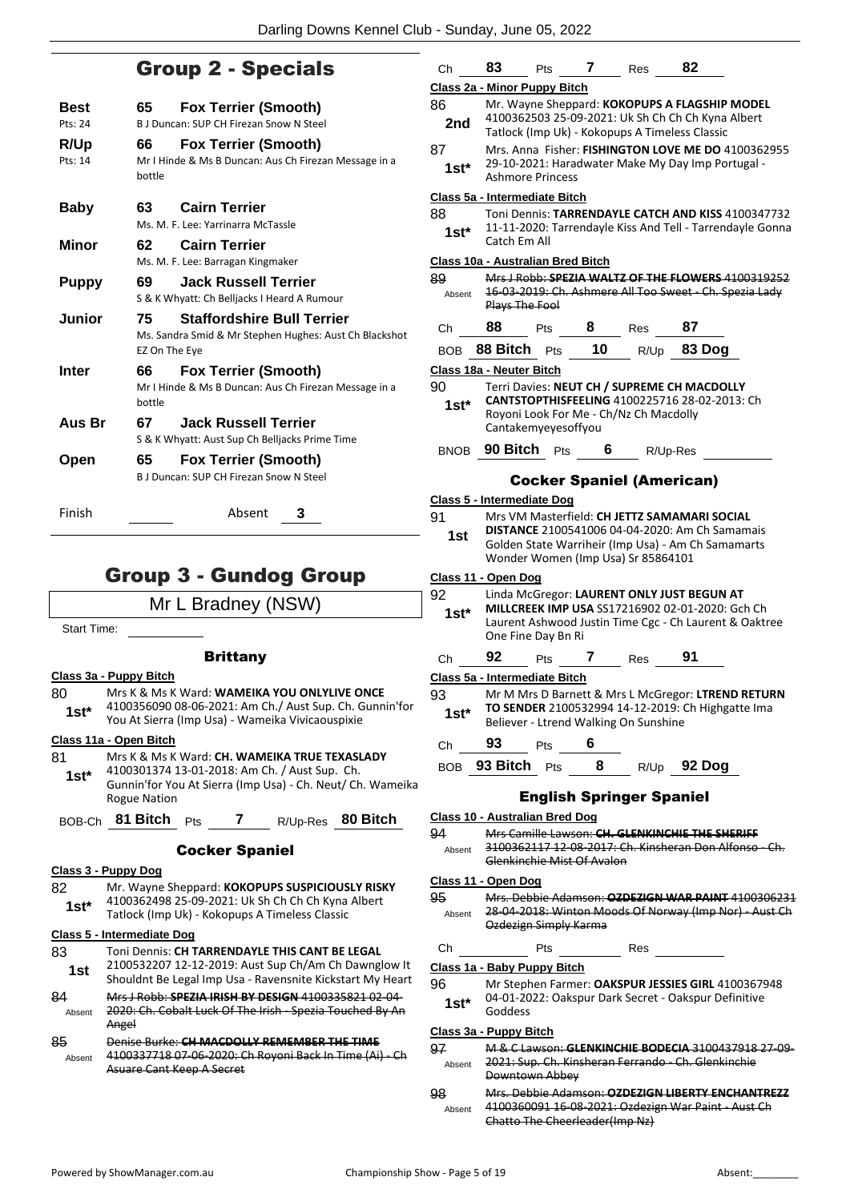## Group 2 - Specials

| | | |
|---|---|---|
| **Best** Pts: 24 | **65** | **Fox Terrier (Smooth)** B J Duncan: SUP CH Firezan Snow N Steel |
| **R/Up** Pts: 14 | **66** | **Fox Terrier (Smooth)** Mr I Hinde & Ms B Duncan: Aus Ch Firezan Message in a bottle |
| **Baby** | **63** | **Cairn Terrier** Ms. M. F. Lee: Yarrinarra McTassle |
| **Minor** | **62** | **Cairn Terrier** Ms. M. F. Lee: Barragan Kingmaker |
| **Puppy** | **69** | **Jack Russell Terrier** S & K Whyatt: Ch Belljacks I Heard A Rumour |
| **Junior** | **75** | **Staffordshire Bull Terrier** Ms. Sandra Smid & Mr Stephen Hughes: Aust Ch Blackshot EZ On The Eye |
| **Inter** | **66** | **Fox Terrier (Smooth)** Mr I Hinde & Ms B Duncan: Aus Ch Firezan Message in a bottle |
| **Aus Br** | **67** | **Jack Russell Terrier** S & K Whyatt: Aust Sup Ch Belljacks Prime Time |
| **Open** | **65** | **Fox Terrier (Smooth)** B J Duncan: SUP CH Firezan Snow N Steel |

Finish ______ Absent **3**

# Group 3 - Gundog Group

Mr L Bradney (NSW)

Start Time: ______

### Brittany

**Class 3a - Puppy Bitch**

80 **1st*** Mrs K & Ms K Ward: **WAMEIKA YOU ONLYLIVE ONCE** 4100356090 08-06-2021: Am Ch./ Aust Sup. Ch. Gunnin'for You At Sierra (Imp Usa) - Wameika Vivicaouspixie

**Class 11a - Open Bitch**

81 **1st*** Mrs K & Ms K Ward: **CH. WAMEIKA TRUE TEXASLADY** 4100301374 13-01-2018: Am Ch. / Aust Sup. Ch. Gunnin'for You At Sierra (Imp Usa) - Ch. Neut/ Ch. Wameika Rogue Nation

BOB-Ch **81 Bitch** Pts **7** R/Up-Res **80 Bitch**

### Cocker Spaniel

**Class 3 - Puppy Dog**

82 **1st*** Mr. Wayne Sheppard: **KOKOPUPS SUSPICIOUSLY RISKY** 4100362498 25-09-2021: Uk Sh Ch Ch Ch Kyna Albert Tatlock (Imp Uk) - Kokopups A Timeless Classic

**Class 5 - Intermediate Dog**

83 **1st** Toni Dennis: **CH TARRENDAYLE THIS CANT BE LEGAL** 2100532207 12-12-2019: Aust Sup Ch/Am Ch Dawnglow It Shouldnt Be Legal Imp Usa - Ravensnite Kickstart My Heart

84 Absent ~~Mrs J Robb: **SPEZIA IRISH BY DESIGN** 4100335821 02-04-2020: Ch. Cobalt Luck Of The Irish - Spezia Touched By An Angel~~

85 Absent ~~Denise Burke: **CH MACDOLLY REMEMBER THE TIME** 4100337718 07-06-2020: Ch Royoni Back In Time (Ai) - Ch Asuare Cant Keep A Secret~~

Ch **83** Pts **7** Res **82**

**Class 2a - Minor Puppy Bitch**

86 **2nd** Mr. Wayne Sheppard: **KOKOPUPS A FLAGSHIP MODEL** 4100362503 25-09-2021: Uk Sh Ch Ch Ch Kyna Albert Tatlock (Imp Uk) - Kokopups A Timeless Classic

87 **1st*** Mrs. Anna Fisher: **FISHINGTON LOVE ME DO** 4100362955 29-10-2021: Haradwater Make My Day Imp Portugal - Ashmore Princess

**Class 5a - Intermediate Bitch**

88 **1st*** Toni Dennis: **TARRENDAYLE CATCH AND KISS** 4100347732 11-11-2020: Tarrendayle Kiss And Tell - Tarrendayle Gonna Catch Em All

**Class 10a - Australian Bred Bitch**

89 Absent ~~Mrs J Robb: **SPEZIA WALTZ OF THE FLOWERS** 4100319252 16-03-2019: Ch. Ashmere All Too Sweet - Ch. Spezia Lady Plays The Fool~~

Ch **88** Pts **8** Res **87**

BOB **88 Bitch** Pts **10** R/Up **83 Dog**

**Class 18a - Neuter Bitch**

90 **1st*** Terri Davies: **NEUT CH / SUPREME CH MACDOLLY CANTSTOPTHISFEELING** 4100225716 28-02-2013: Ch Royoni Look For Me - Ch/Nz Ch Macdolly Cantakemyeyesoffyou

BNOB **90 Bitch** Pts **6** R/Up-Res ______

### Cocker Spaniel (American)

**Class 5 - Intermediate Dog**

91 **1st** Mrs VM Masterfield: **CH JETTZ SAMAMARI SOCIAL DISTANCE** 2100541006 04-04-2020: Am Ch Samamais Golden State Warriheir (Imp Usa) - Am Ch Samamarts Wonder Women (Imp Usa) Sr 85864101

**Class 11 - Open Dog**

92 **1st*** Linda McGregor: **LAURENT ONLY JUST BEGUN AT MILLCREEK IMP USA** SS17216902 02-01-2020: Gch Ch Laurent Ashwood Justin Time Cgc - Ch Laurent & Oaktree One Fine Day Bn Ri

Ch **92** Pts **7** Res **91**

**Class 5a - Intermediate Bitch**

93 **1st*** Mr M Mrs D Barnett & Mrs L McGregor: **LTREND RETURN TO SENDER** 2100532994 14-12-2019: Ch Highgatte Ima Believer - Ltrend Walking On Sunshine

Ch **93** Pts **6**

BOB **93 Bitch** Pts **8** R/Up **92 Dog**

### English Springer Spaniel

**Class 10 - Australian Bred Dog**

94 Absent ~~Mrs Camille Lawson: **CH. GLENKINCHIE THE SHERIFF** 3100362117 12-08-2017: Ch. Kinsheran Don Alfonso - Ch. Glenkinchie Mist Of Avalon~~

**Class 11 - Open Dog**

95 Absent ~~Mrs. Debbie Adamson: **OZDEZIGN WAR PAINT** 4100306231 28-04-2018: Winton Moods Of Norway (Imp Nor) - Aust Ch Ozdezign Simply Karma~~

Ch ______ Pts ______ Res ______

**Class 1a - Baby Puppy Bitch**

96 **1st*** Mr Stephen Farmer: **OAKSPUR JESSIES GIRL** 4100367948 04-01-2022: Oakspur Dark Secret - Oakspur Definitive Goddess

**Class 3a - Puppy Bitch**

97 Absent ~~M & C Lawson: **GLENKINCHIE BODECIA** 3100437918 27-09-2021: Sup. Ch. Kinsheran Ferrando - Ch. Glenkinchie Downtown Abbey~~

98 Absent ~~Mrs. Debbie Adamson: **OZDEZIGN LIBERTY ENCHANTREZZ** 4100360091 16-08-2021: Ozdezign War Paint - Aust Ch Chatto The Cheerleader(Imp Nz)~~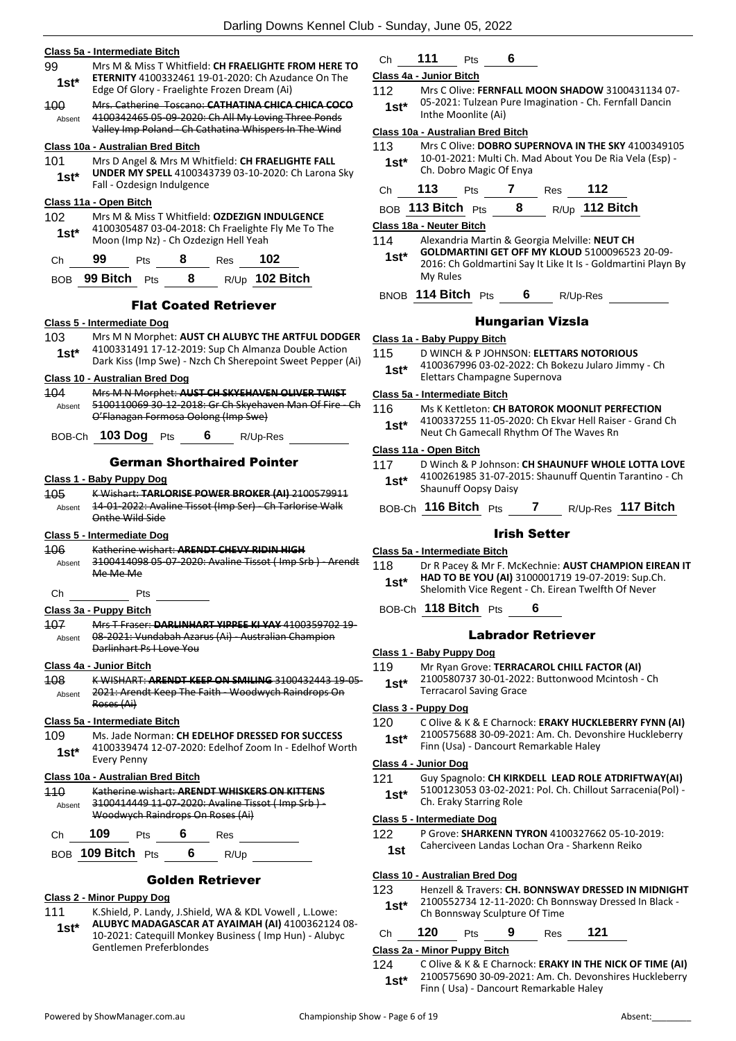**Class 5a - Intermediate Bitch**

99 — 1st* — Mrs M & Miss T Whitfield: **CH FRAELIGHTE FROM HERE TO ETERNITY** 4100332461 19-01-2020: Ch Azudance On The Edge Of Glory - Fraelighte Frozen Dream (Ai)

100 — Absent — ~~Mrs. Catherine Toscano: **CATHATINA CHICA CHICA COCO** 4100342465 05-09-2020: Ch All My Loving Three Ponds Valley Imp Poland - Ch Cathatina Whispers In The Wind~~

**Class 10a - Australian Bred Bitch**

101 — 1st* — Mrs D Angel & Mrs M Whitfield: **CH FRAELIGHTE FALL UNDER MY SPELL** 4100343739 03-10-2020: Ch Larona Sky Fall - Ozdesign Indulgence

**Class 11a - Open Bitch**

102 — 1st* — Mrs M & Miss T Whitfield: **OZDEZIGN INDULGENCE** 4100305487 03-04-2018: Ch Fraelighte Fly Me To The Moon (Imp Nz) - Ch Ozdezign Hell Yeah

Ch 99 Pts 8 Res 102

BOB 99 Bitch Pts 8 R/Up 102 Bitch

## Flat Coated Retriever

**Class 5 - Intermediate Dog**

103 — 1st* — Mrs M N Morphet: **AUST CH ALUBYC THE ARTFUL DODGER** 4100331491 17-12-2019: Sup Ch Almanza Double Action Dark Kiss (Imp Swe) - Nzch Ch Sherepoint Sweet Pepper (Ai)

**Class 10 - Australian Bred Dog**

104 — Absent — ~~Mrs M N Morphet: **AUST CH SKYEHAVEN OLIVER TWIST** 5100110069 30-12-2018: Gr Ch Skyehaven Man Of Fire - Ch O'Flanagan Formosa Oolong (Imp Swe)~~

BOB-Ch 103 Dog Pts 6 R/Up-Res

## German Shorthaired Pointer

**Class 1 - Baby Puppy Dog**

105 — Absent — ~~K Wishart: **TARLORISE POWER BROKER (AI)** 2100579911 14-01-2022: Avaline Tissot (Imp Ser) - Ch Tarlorise Walk Onthe Wild Side~~

**Class 5 - Intermediate Dog**

106 — Absent — ~~Katherine wishart: **ARENDT CHEVY RIDIN HIGH** 3100414098 05-07-2020: Avaline Tissot ( Imp Srb ) - Arendt Me Me Me~~

Ch Pts

**Class 3a - Puppy Bitch**

107 — Absent — ~~Mrs T Fraser: **DARLINHART YIPPEE KI YAY** 4100359702 19-08-2021: Vundabah Azarus (Ai) - Australian Champion Darlinhart Ps I Love You~~

**Class 4a - Junior Bitch**

108 — Absent — ~~K WISHART: **ARENDT KEEP ON SMILING** 3100432443 19-05-2021: Arendt Keep The Faith - Woodwych Raindrops On Roses (Ai)~~

**Class 5a - Intermediate Bitch**

109 — 1st* — Ms. Jade Norman: **CH EDELHOF DRESSED FOR SUCCESS** 4100339474 12-07-2020: Edelhof Zoom In - Edelhof Worth Every Penny

**Class 10a - Australian Bred Bitch**

110 — Absent — ~~Katherine wishart: **ARENDT WHISKERS ON KITTENS** 3100414449 11-07-2020: Avaline Tissot ( Imp Srb ) - Woodwych Raindrops On Roses (Ai)~~

Ch 109 Pts 6 Res

BOB 109 Bitch Pts 6 R/Up

## Golden Retriever

**Class 2 - Minor Puppy Dog**

111 — 1st* — K.Shield, P. Landy, J.Shield, WA & KDL Vowell , L.Lowe: **ALUBYC MADAGASCAR AT AYAIMAH (AI)** 4100362124 08-10-2021: Catequill Monkey Business ( Imp Hun) - Alubyc Gentlemen Preferblondes

Ch 111 Pts 6

**Class 4a - Junior Bitch**

112 — 1st* — Mrs C Olive: **FERNFALL MOON SHADOW** 3100431134 07-05-2021: Tulzean Pure Imagination - Ch. Fernfall Dancin Inthe Moonlite (Ai)

**Class 10a - Australian Bred Bitch**

113 — 1st* — Mrs C Olive: **DOBRO SUPERNOVA IN THE SKY** 4100349105 10-01-2021: Multi Ch. Mad About You De Ria Vela (Esp) - Ch. Dobro Magic Of Enya

Ch 113 Pts 7 Res 112

BOB 113 Bitch Pts 8 R/Up 112 Bitch

**Class 18a - Neuter Bitch**

114 — 1st* — Alexandria Martin & Georgia Melville: **NEUT CH GOLDMARTINI GET OFF MY KLOUD** 5100096523 20-09-2016: Ch Goldmartini Say It Like It Is - Goldmartini Playn By My Rules

BNOB 114 Bitch Pts 6 R/Up-Res

## Hungarian Vizsla

**Class 1a - Baby Puppy Bitch**

115 — 1st* — D WINCH & P JOHNSON: **ELETTARS NOTORIOUS** 4100367996 03-02-2022: Ch Bokezu Jularo Jimmy - Ch Elettars Champagne Supernova

**Class 5a - Intermediate Bitch**

116 — 1st* — Ms K Kettleton: **CH BATOROK MOONLIT PERFECTION** 4100337255 11-05-2020: Ch Ekvar Hell Raiser - Grand Ch Neut Ch Gamecall Rhythm Of The Waves Rn

**Class 11a - Open Bitch**

117 — 1st* — D Winch & P Johnson: **CH SHAUNUFF WHOLE LOTTA LOVE** 4100261985 31-07-2015: Shaunuff Quentin Tarantino - Ch Shaunuff Oopsy Daisy

BOB-Ch 116 Bitch Pts 7 R/Up-Res 117 Bitch

## Irish Setter

**Class 5a - Intermediate Bitch**

118 — 1st* — Dr R Pacey & Mr F. McKechnie: **AUST CHAMPION EIREAN IT HAD TO BE YOU (AI)** 3100001719 19-07-2019: Sup.Ch. Shelomith Vice Regent - Ch. Eirean Twelfth Of Never

BOB-Ch 118 Bitch Pts 6

## Labrador Retriever

**Class 1 - Baby Puppy Dog**

119 — 1st* — Mr Ryan Grove: **TERRACAROL CHILL FACTOR (AI)** 2100580737 30-01-2022: Buttonwood Mcintosh - Ch Terracarol Saving Grace

**Class 3 - Puppy Dog**

120 — 1st* — C Olive & K & E Charnock: **ERAKY HUCKLEBERRY FYNN (AI)** 2100575688 30-09-2021: Am. Ch. Devonshire Huckleberry Finn (Usa) - Dancourt Remarkable Haley

**Class 4 - Junior Dog**

121 — 1st* — Guy Spagnolo: **CH KIRKDELL LEAD ROLE ATDRIFTWAY(AI)** 5100123053 03-02-2021: Pol. Ch. Chillout Sarracenia(Pol) - Ch. Eraky Starring Role

**Class 5 - Intermediate Dog**

122 — 1st — P Grove: **SHARKENN TYRON** 4100327662 05-10-2019: Caherciveen Landas Lochan Ora - Sharkenn Reiko

**Class 10 - Australian Bred Dog**

123 — 1st* — Henzell & Travers: **CH. BONNSWAY DRESSED IN MIDNIGHT** 2100552734 12-11-2020: Ch Bonnsway Dressed In Black - Ch Bonnsway Sculpture Of Time

Ch 120 Pts 9 Res 121

**Class 2a - Minor Puppy Bitch**

124 — 1st* — C Olive & K & E Charnock: **ERAKY IN THE NICK OF TIME (AI)** 2100575690 30-09-2021: Am. Ch. Devonshires Huckleberry Finn ( Usa) - Dancourt Remarkable Haley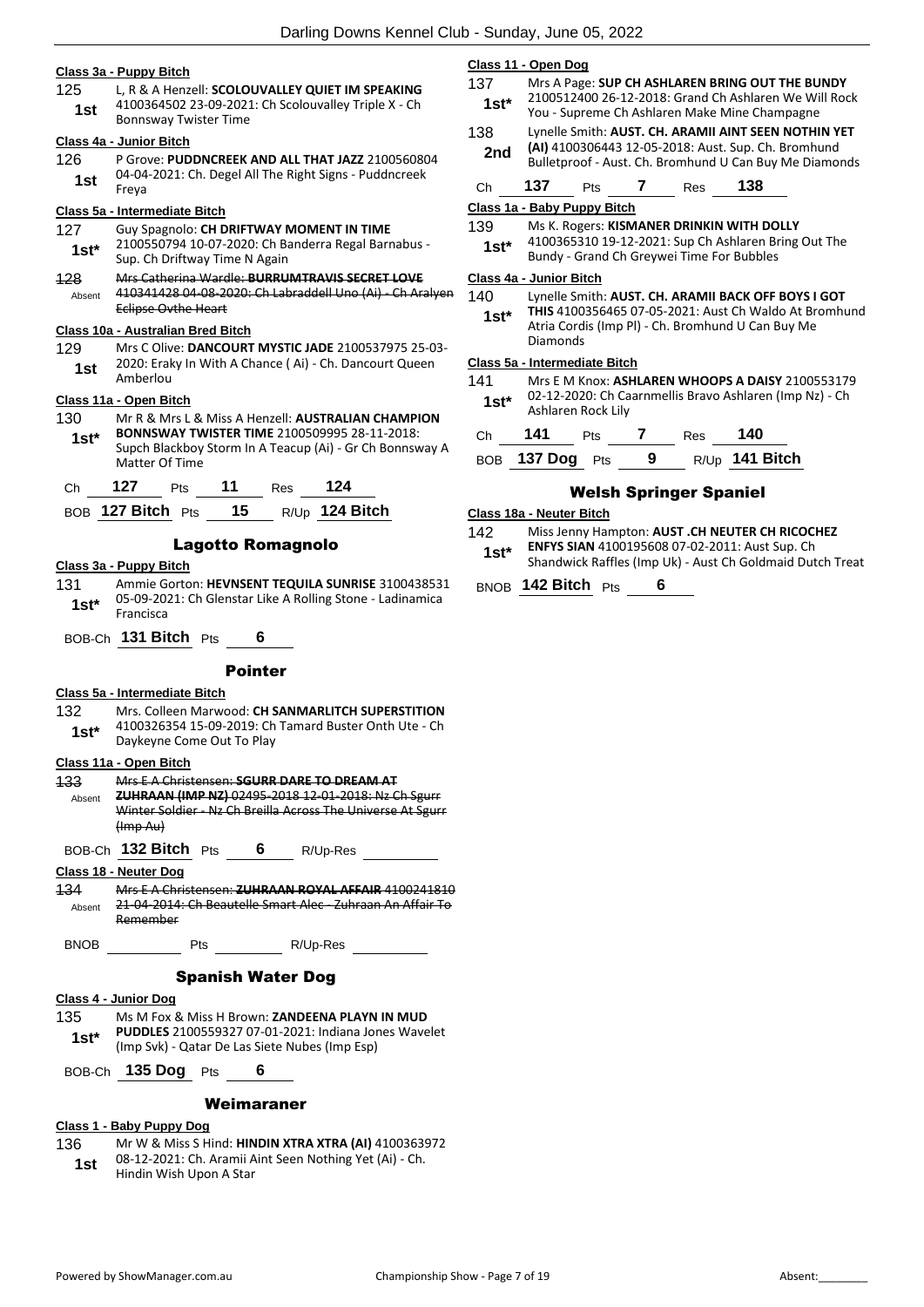### Class 3a - Puppy Bitch

125 **1st** L, R & A Henzell: **SCOLOUVALLEY QUIET IM SPEAKING** 4100364502 23-09-2021: Ch Scolouvalley Triple X - Ch Bonnsway Twister Time

### Class 4a - Junior Bitch

126 **1st** P Grove: **PUDDNCREEK AND ALL THAT JAZZ** 2100560804 04-04-2021: Ch. Degel All The Right Signs - Puddncreek Freya

### Class 5a - Intermediate Bitch

127 **1st*** Guy Spagnolo: **CH DRIFTWAY MOMENT IN TIME** 2100550794 10-07-2020: Ch Banderra Regal Barnabus - Sup. Ch Driftway Time N Again

~~128~~ Absent ~~Mrs Catherina Wardle: **BURRUMTRAVIS SECRET LOVE** 410341428 04-08-2020: Ch Labraddell Uno (Ai) - Ch Aralyen Eclipse Ovthe Heart~~

### Class 10a - Australian Bred Bitch

129 **1st** Mrs C Olive: **DANCOURT MYSTIC JADE** 2100537975 25-03-2020: Eraky In With A Chance ( Ai) - Ch. Dancourt Queen Amberlou

### Class 11a - Open Bitch

130 **1st*** Mr R & Mrs L & Miss A Henzell: **AUSTRALIAN CHAMPION BONNSWAY TWISTER TIME** 2100509995 28-11-2018: Supch Blackboy Storm In A Teacup (Ai) - Gr Ch Bonnsway A Matter Of Time

Ch **127** Pts **11** Res **124**

BOB **127 Bitch** Pts **15** R/Up **124 Bitch**

## Lagotto Romagnolo

### Class 3a - Puppy Bitch

131 **1st*** Ammie Gorton: **HEVNSENT TEQUILA SUNRISE** 3100438531 05-09-2021: Ch Glenstar Like A Rolling Stone - Ladinamica Francisca

BOB-Ch **131 Bitch** Pts **6**

## Pointer

### Class 5a - Intermediate Bitch

132 **1st*** Mrs. Colleen Marwood: **CH SANMARLITCH SUPERSTITION** 4100326354 15-09-2019: Ch Tamard Buster Onth Ute - Ch Daykeyne Come Out To Play

### Class 11a - Open Bitch

~~133~~ Absent ~~Mrs E A Christensen: **SGURR DARE TO DREAM AT ZUHRAAN (IMP NZ)** 02495-2018 12-01-2018: Nz Ch Sgurr Winter Soldier - Nz Ch Breilla Across The Universe At Sgurr (Imp Au)~~

BOB-Ch **132 Bitch** Pts **6** R/Up-Res

### Class 18 - Neuter Dog

~~134~~ Absent ~~Mrs E A Christensen: **ZUHRAAN ROYAL AFFAIR** 4100241810 21-04-2014: Ch Beautelle Smart Alec - Zuhraan An Affair To Remember~~

BNOB Pts R/Up-Res

## Spanish Water Dog

### Class 4 - Junior Dog

135 **1st*** Ms M Fox & Miss H Brown: **ZANDEENA PLAYN IN MUD PUDDLES** 2100559327 07-01-2021: Indiana Jones Wavelet (Imp Svk) - Qatar De Las Siete Nubes (Imp Esp)

BOB-Ch **135 Dog** Pts **6**

## Weimaraner

### Class 1 - Baby Puppy Dog

136 **1st** Mr W & Miss S Hind: **HINDIN XTRA XTRA (AI)** 4100363972 08-12-2021: Ch. Aramii Aint Seen Nothing Yet (Ai) - Ch. Hindin Wish Upon A Star

### Class 11 - Open Dog

137 **1st*** Mrs A Page: **SUP CH ASHLAREN BRING OUT THE BUNDY** 2100512400 26-12-2018: Grand Ch Ashlaren We Will Rock You - Supreme Ch Ashlaren Make Mine Champagne

138 **2nd** Lynelle Smith: **AUST. CH. ARAMII AINT SEEN NOTHIN YET (AI)** 4100306443 12-05-2018: Aust. Sup. Ch. Bromhund Bulletproof - Aust. Ch. Bromhund U Can Buy Me Diamonds

Ch **137** Pts **7** Res **138**

### Class 1a - Baby Puppy Bitch

139 **1st*** Ms K. Rogers: **KISMANER DRINKIN WITH DOLLY** 4100365310 19-12-2021: Sup Ch Ashlaren Bring Out The Bundy - Grand Ch Greywei Time For Bubbles

### Class 4a - Junior Bitch

140 **1st*** Lynelle Smith: **AUST. CH. ARAMII BACK OFF BOYS I GOT THIS** 4100356465 07-05-2021: Aust Ch Waldo At Bromhund Atria Cordis (Imp Pl) - Ch. Bromhund U Can Buy Me Diamonds

### Class 5a - Intermediate Bitch

141 **1st*** Mrs E M Knox: **ASHLAREN WHOOPS A DAISY** 2100553179 02-12-2020: Ch Caarnmellis Bravo Ashlaren (Imp Nz) - Ch Ashlaren Rock Lily

Ch **141** Pts **7** Res **140**

BOB **137 Dog** Pts **9** R/Up **141 Bitch**

## Welsh Springer Spaniel

### Class 18a - Neuter Bitch

142 **1st*** Miss Jenny Hampton: **AUST .CH NEUTER CH RICOCHEZ ENFYS SIAN** 4100195608 07-02-2011: Aust Sup. Ch Shandwick Raffles (Imp Uk) - Aust Ch Goldmaid Dutch Treat

BNOB **142 Bitch** Pts **6**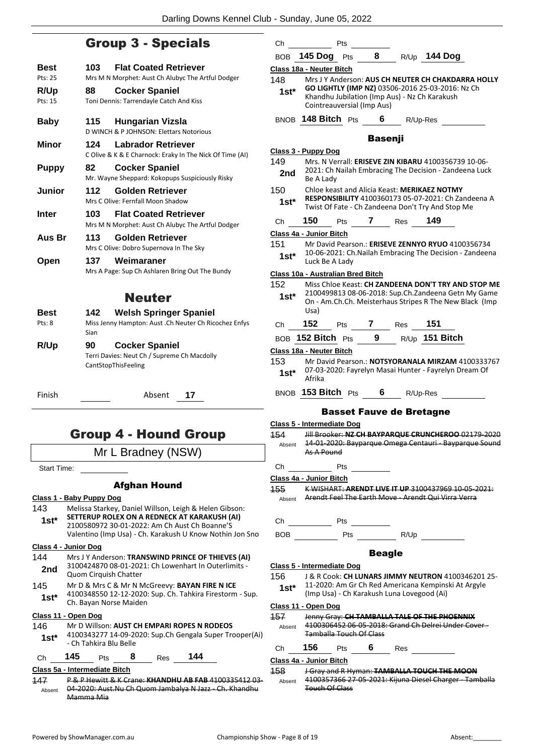## Group 3 - Specials

**Best** 103 **Flat Coated Retriever**
Pts: 25
Mrs M N Morphet: Aust Ch Alubyc The Artful Dodger

**R/Up** 88 **Cocker Spaniel**
Pts: 15
Toni Dennis: Tarrendayle Catch And Kiss

**Baby** 115 **Hungarian Vizsla**
D WINCH & P JOHNSON: Elettars Notorious

**Minor** 124 **Labrador Retriever**
C Olive & K & E Charnock: Eraky In The Nick Of Time (AI)

**Puppy** 82 **Cocker Spaniel**
Mr. Wayne Sheppard: Kokopups Suspiciously Risky

**Junior** 112 **Golden Retriever**
Mrs C Olive: Fernfall Moon Shadow

**Inter** 103 **Flat Coated Retriever**
Mrs M N Morphet: Aust Ch Alubyc The Artful Dodger

**Aus Br** 113 **Golden Retriever**
Mrs C Olive: Dobro Supernova In The Sky

**Open** 137 **Weimaraner**
Mrs A Page: Sup Ch Ashlaren Bring Out The Bundy

## Neuter

**Best** 142 **Welsh Springer Spaniel**
Pts: 8
Miss Jenny Hampton: Aust .Ch Neuter Ch Ricochez Enfys Sian

**R/Up** 90 **Cocker Spaniel**
Terri Davies: Neut Ch / Supreme Ch Macdolly CantStopThisFeeling

Finish Absent 17

## Group 4 - Hound Group

Mr L Bradney (NSW)

Start Time:

### Afghan Hound

**Class 1 - Baby Puppy Dog**

143 **1st*** Melissa Starkey, Daniel Willson, Leigh & Helen Gibson: **SETTERUP ROLEX ON A REDNECK AT KARAKUSH (AI)** 2100580972 30-01-2022: Am Ch Aust Ch Boanne'S Valentino (Imp Usa) - Ch. Karakush U Know Nothin Jon Sno

**Class 4 - Junior Dog**

144 **2nd** Mrs J Y Anderson: **TRANSWIND PRINCE OF THIEVES (AI)** 3100424870 08-01-2021: Ch Lowenhart In Outerlimits - Quom Cirquish Chatter

145 **1st*** Mr D & Mrs C & Mr N McGreevy: **BAYAN FIRE N ICE** 4100348550 12-12-2020: Sup. Ch. Tahkira Firestorm - Sup. Ch. Bayan Norse Maiden

**Class 11 - Open Dog**

146 **1st*** Mr D Willson: **AUST CH EMPARI ROPES N RODEOS** 4100343277 14-09-2020: Sup.Ch Gengala Super Trooper(Ai) - Ch Tahkira Blu Belle

Ch 145 Pts 8 Res 144

**Class 5a - Intermediate Bitch**

147 Absent ~~P & P Hewitt & K Crane: **KHANDHU AB FAB** 4100335412 03-04-2020: Aust.Nu Ch Quom Jambalya N Jazz - Ch. Khandhu Mamma Mia~~

Ch Pts

BOB 145 Dog Pts 8 R/Up 144 Dog

**Class 18a - Neuter Bitch**

148 **1st*** Mrs J Y Anderson: **AUS CH NEUTER CH CHAKDARRA HOLLY GO LIGHTLY (IMP NZ)** 03506-2016 25-03-2016: Nz Ch Khandhu Jubilation (Imp Aus) - Nz Ch Karakush Cointreauversial (Imp Aus)

BNOB 148 Bitch Pts 6 R/Up-Res

### Basenji

**Class 3 - Puppy Dog**

149 **2nd** Mrs. N Verrall: **ERISEVE ZIN KIBARU** 4100356739 10-06-2021: Ch Nailah Embracing The Decision - Zandeena Luck Be A Lady

150 **1st*** Chloe keast and Alicia Keast: **MERIKAEZ NOTMY RESPONSIBILITY** 4100360173 05-07-2021: Ch Zandeena A Twist Of Fate - Ch Zandeena Don't Try And Stop Me

Ch 150 Pts 7 Res 149

**Class 4a - Junior Bitch**

151 **1st*** Mr David Pearson.: **ERISEVE ZENNYO RYUO** 4100356734 10-06-2021: Ch.Nailah Embracing The Decision - Zandeena Luck Be A Lady

**Class 10a - Australian Bred Bitch**

152 **1st*** Miss Chloe Keast: **CH ZANDEENA DON'T TRY AND STOP ME** 2100499813 08-06-2018: Sup.Ch.Zandeena Getn My Game On - Am.Ch.Ch. Meisterhaus Stripes R The New Black (Imp Usa)

Ch 152 Pts 7 Res 151

BOB 152 Bitch Pts 9 R/Up 151 Bitch

**Class 18a - Neuter Bitch**

153 **1st*** Mr David Pearson.: **NOTSYORANALA MIRZAM** 4100333767 07-03-2020: Fayrelyn Masai Hunter - Fayrelyn Dream Of Afrika

BNOB 153 Bitch Pts 6 R/Up-Res

### Basset Fauve de Bretagne

**Class 5 - Intermediate Dog**

154 Absent ~~Jill Brooker: **NZ CH BAYPARQUE CRUNCHEROO** 02179-2020 14-01-2020: Bayparque Omega Centauri - Bayparque Sound As A Pound~~

Ch Pts

**Class 4a - Junior Bitch**

155 Absent ~~K WISHART: **ARENDT LIVE IT UP** 3100437969 10-05-2021: Arendt Feel The Earth Move - Arendt Qui Virra Verra~~

Ch Pts

BOB Pts R/Up

### Beagle

**Class 5 - Intermediate Dog**

156 **1st*** J & R Cook: **CH LUNARS JIMMY NEUTRON** 4100346201 25-11-2020: Am Gr Ch Red Americana Kempinski At Argyle (Imp Usa) - Ch Karakush Luna Lovegood (Ai)

**Class 11 - Open Dog**

157 Absent ~~Jenny Gray: **CH TAMBALLA TALE OF THE PHOENNIX** 4100306452 06-05-2018: Grand Ch Delrei Under Cover - Tamballa Touch Of Class~~

Ch 156 Pts 6 Res

**Class 4a - Junior Bitch**

158 Absent ~~J Gray and R Hyman: **TAMBALLA TOUCH THE MOON** 4100357366 27-05-2021: Kijuna Diesel Charger - Tamballa Touch Of Class~~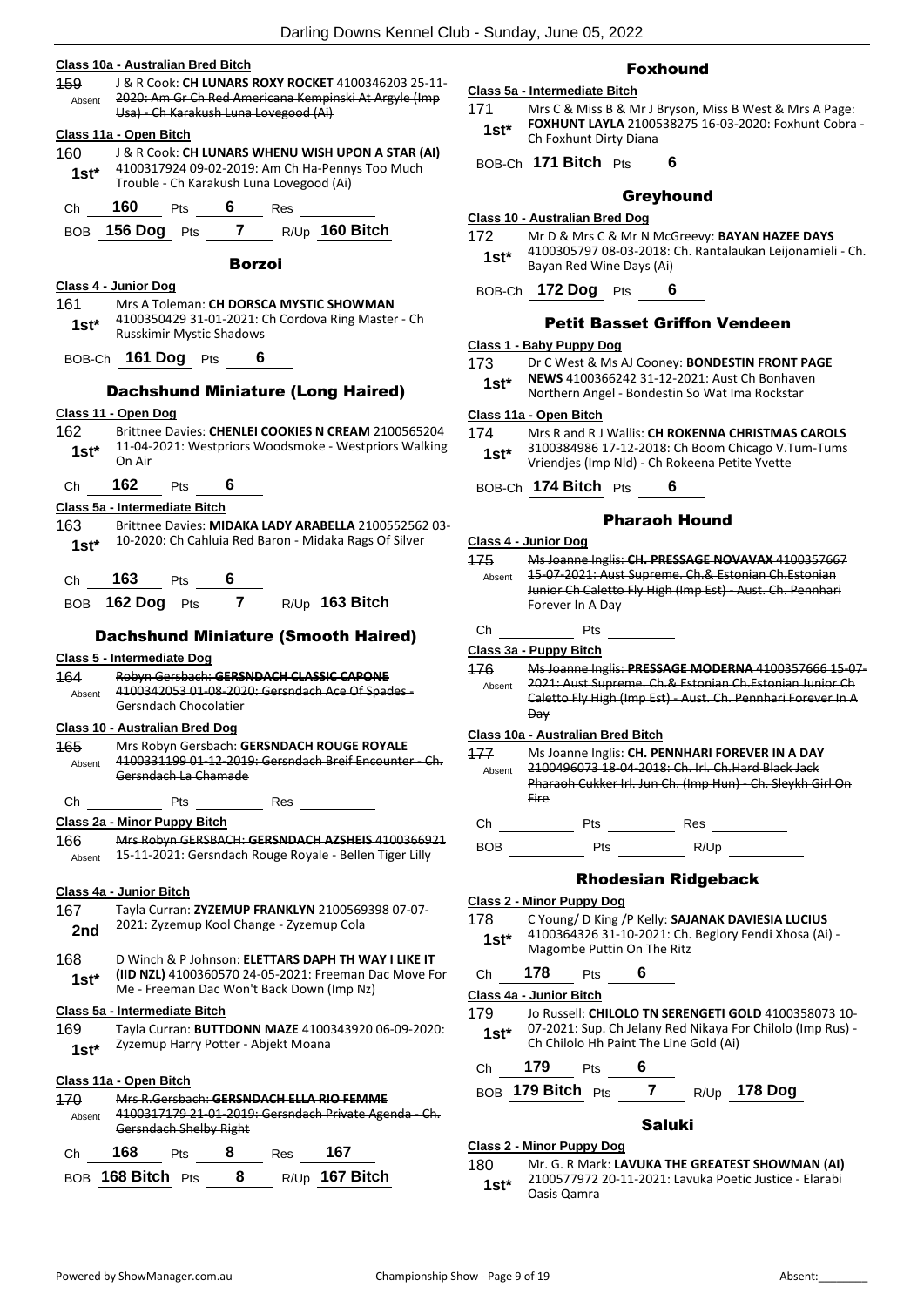**Class 10a - Australian Bred Bitch**

159 Absent ~~J & R Cook: **CH LUNARS ROXY ROCKET** 4100346203 25-11-2020: Am Gr Ch Red Americana Kempinski At Argyle (Imp Usa) - Ch Karakush Luna Lovegood (Ai)~~

**Class 11a - Open Bitch**

160 1st* J & R Cook: **CH LUNARS WHENU WISH UPON A STAR (AI)** 4100317924 09-02-2019: Am Ch Ha-Pennys Too Much Trouble - Ch Karakush Luna Lovegood (Ai)

Ch **160** Pts **6** Res

BOB **156 Dog** Pts **7** R/Up **160 Bitch**

## Borzoi

**Class 4 - Junior Dog**

161 1st* Mrs A Toleman: **CH DORSCA MYSTIC SHOWMAN** 4100350429 31-01-2021: Ch Cordova Ring Master - Ch Russkimir Mystic Shadows

BOB-Ch **161 Dog** Pts **6**

## Dachshund Miniature (Long Haired)

**Class 11 - Open Dog**

162 1st* Brittnee Davies: **CHENLEI COOKIES N CREAM** 2100565204 11-04-2021: Westpriors Woodsmoke - Westpriors Walking On Air

Ch **162** Pts **6**

**Class 5a - Intermediate Bitch**

163 1st* Brittnee Davies: **MIDAKA LADY ARABELLA** 2100552562 03-10-2020: Ch Cahluia Red Baron - Midaka Rags Of Silver

Ch **163** Pts **6**

BOB **162 Dog** Pts **7** R/Up **163 Bitch**

## Dachshund Miniature (Smooth Haired)

**Class 5 - Intermediate Dog**

164 Absent ~~Robyn Gersbach: **GERSNDACH CLASSIC CAPONE** 4100342053 01-08-2020: Gersndach Ace Of Spades - Gersndach Chocolatier~~

**Class 10 - Australian Bred Dog**

165 Absent ~~Mrs Robyn Gersbach: **GERSNDACH ROUGE ROYALE** 4100331199 01-12-2019: Gersndach Breif Encounter - Ch. Gersndach La Chamade~~

Ch Pts Res

**Class 2a - Minor Puppy Bitch**

166 Absent ~~Mrs Robyn GERSBACH: **GERSNDACH AZSHEIS** 4100366921 15-11-2021: Gersndach Rouge Royale - Bellen Tiger Lilly~~

**Class 4a - Junior Bitch**

167 2nd Tayla Curran: **ZYZEMUP FRANKLYN** 2100569398 07-07-2021: Zyzemup Kool Change - Zyzemup Cola

168 1st* D Winch & P Johnson: **ELETTARS DAPH TH WAY I LIKE IT (IID NZL)** 4100360570 24-05-2021: Freeman Dac Move For Me - Freeman Dac Won't Back Down (Imp Nz)

**Class 5a - Intermediate Bitch**

169 1st* Tayla Curran: **BUTTDONN MAZE** 4100343920 06-09-2020: Zyzemup Harry Potter - Abjekt Moana

**Class 11a - Open Bitch**

170 Absent ~~Mrs R.Gersbach: **GERSNDACH ELLA RIO FEMME** 4100317179 21-01-2019: Gersndach Private Agenda - Ch. Gersndach Shelby Right~~

Ch **168** Pts **8** Res **167**

BOB **168 Bitch** Pts **8** R/Up **167 Bitch**

## Foxhound

**Class 5a - Intermediate Bitch**

171 1st* Mrs C & Miss B & Mr J Bryson, Miss B West & Mrs A Page: **FOXHUNT LAYLA** 2100538275 16-03-2020: Foxhunt Cobra - Ch Foxhunt Dirty Diana

BOB-Ch **171 Bitch** Pts **6**

## Greyhound

**Class 10 - Australian Bred Dog**

172 1st* Mr D & Mrs C & Mr N McGreevy: **BAYAN HAZEE DAYS** 4100305797 08-03-2018: Ch. Rantalaukan Leijonamieli - Ch. Bayan Red Wine Days (Ai)

BOB-Ch **172 Dog** Pts **6**

## Petit Basset Griffon Vendeen

**Class 1 - Baby Puppy Dog**

173 1st* Dr C West & Ms AJ Cooney: **BONDESTIN FRONT PAGE NEWS** 4100366242 31-12-2021: Aust Ch Bonhaven Northern Angel - Bondestin So Wat Ima Rockstar

**Class 11a - Open Bitch**

174 1st* Mrs R and R J Wallis: **CH ROKENNA CHRISTMAS CAROLS** 3100384986 17-12-2018: Ch Boom Chicago V.Tum-Tums Vriendjes (Imp Nld) - Ch Rokeena Petite Yvette

BOB-Ch **174 Bitch** Pts **6**

## Pharaoh Hound

**Class 4 - Junior Dog**

175 Absent ~~Ms Joanne Inglis: **CH. PRESSAGE NOVAVAX** 4100357667 15-07-2021: Aust Supreme. Ch.& Estonian Ch.Estonian Junior Ch Caletto Fly High (Imp Est) - Aust. Ch. Pennhari Forever In A Day~~

Ch Pts

**Class 3a - Puppy Bitch**

176 Absent ~~Ms Joanne Inglis: **PRESSAGE MODERNA** 4100357666 15-07-2021: Aust Supreme. Ch.& Estonian Ch.Estonian Junior Ch Caletto Fly High (Imp Est) - Aust. Ch. Pennhari Forever In A Day~~

**Class 10a - Australian Bred Bitch**

177 Absent ~~Ms Joanne Inglis: **CH. PENNHARI FOREVER IN A DAY** 2100496073 18-04-2018: Ch. Irl. Ch.Hard Black Jack Pharaoh Cukker Irl. Jun Ch. (Imp Hun) - Ch. Sleykh Girl On Fire~~

Ch Pts Res

BOB Pts R/Up

## Rhodesian Ridgeback

**Class 2 - Minor Puppy Dog**

178 1st* C Young/ D King /P Kelly: **SAJANAK DAVIESIA LUCIUS** 4100364326 31-10-2021: Ch. Beglory Fendi Xhosa (Ai) - Magombe Puttin On The Ritz

Ch **178** Pts **6**

**Class 4a - Junior Bitch**

179 1st* Jo Russell: **CHILOLO TN SERENGETI GOLD** 4100358073 10-07-2021: Sup. Ch Jelany Red Nikaya For Chilolo (Imp Rus) - Ch Chilolo Hh Paint The Line Gold (Ai)

Ch **179** Pts **6**

BOB **179 Bitch** Pts **7** R/Up **178 Dog**

## Saluki

**Class 2 - Minor Puppy Dog**

180 1st* Mr. G. R Mark: **LAVUKA THE GREATEST SHOWMAN (AI)** 2100577972 20-11-2021: Lavuka Poetic Justice - Elarabi Oasis Qamra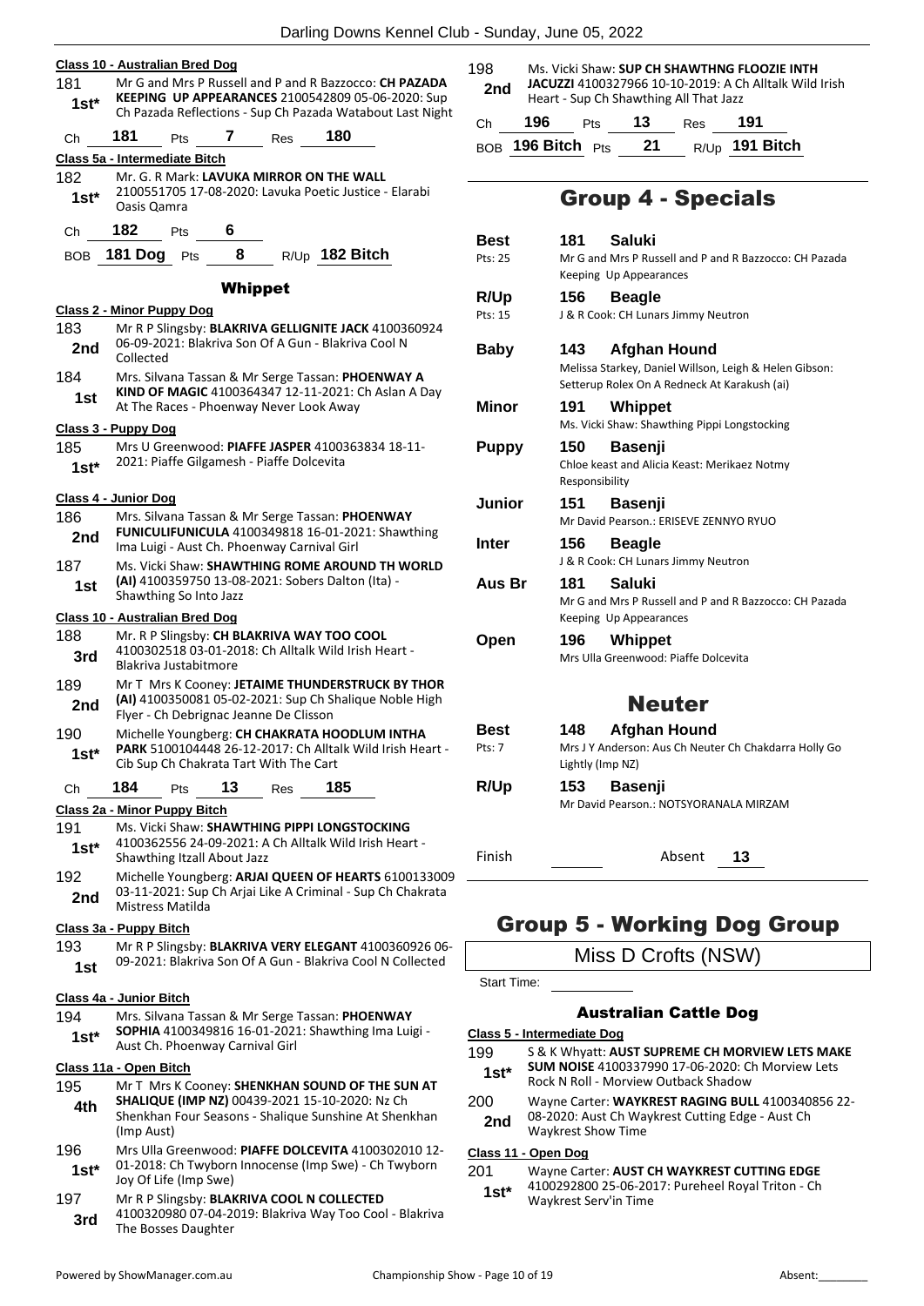**Class 10 - Australian Bred Dog**

181 **1st*** Mr G and Mrs P Russell and P and R Bazzocco: **CH PAZADA KEEPING UP APPEARANCES** 2100542809 05-06-2020: Sup Ch Pazada Reflections - Sup Ch Pazada Watabout Last Night

Ch 181 Pts 7 Res 180

**Class 5a - Intermediate Bitch**

182 **1st*** Mr. G. R Mark: **LAVUKA MIRROR ON THE WALL** 2100551705 17-08-2020: Lavuka Poetic Justice - Elarabi Oasis Qamra

Ch 182 Pts 6

BOB 181 Dog Pts 8 R/Up 182 Bitch

### Whippet

**Class 2 - Minor Puppy Dog**

183 **2nd** Mr R P Slingsby: **BLAKRIVA GELLIGNITE JACK** 4100360924 06-09-2021: Blakriva Son Of A Gun - Blakriva Cool N Collected

184 **1st** Mrs. Silvana Tassan & Mr Serge Tassan: **PHOENWAY A KIND OF MAGIC** 4100364347 12-11-2021: Ch Aslan A Day At The Races - Phoenway Never Look Away

**Class 3 - Puppy Dog**

185 **1st*** Mrs U Greenwood: **PIAFFE JASPER** 4100363834 18-11-2021: Piaffe Gilgamesh - Piaffe Dolcevita

**Class 4 - Junior Dog**

186 **2nd** Mrs. Silvana Tassan & Mr Serge Tassan: **PHOENWAY FUNICULIFUNICULA** 4100349818 16-01-2021: Shawthing Ima Luigi - Aust Ch. Phoenway Carnival Girl

187 **1st** Ms. Vicki Shaw: **SHAWTHING ROME AROUND TH WORLD (AI)** 4100359750 13-08-2021: Sobers Dalton (Ita) - Shawthing So Into Jazz

**Class 10 - Australian Bred Dog**

188 **3rd** Mr. R P Slingsby: **CH BLAKRIVA WAY TOO COOL** 4100302518 03-01-2018: Ch Alltalk Wild Irish Heart - Blakriva Justabitmore

189 **2nd** Mr T Mrs K Cooney: **JETAIME THUNDERSTRUCK BY THOR (AI)** 4100350081 05-02-2021: Sup Ch Shalique Noble High Flyer - Ch Debrignac Jeanne De Clisson

190 **1st*** Michelle Youngberg: **CH CHAKRATA HOODLUM INTHA PARK** 5100104448 26-12-2017: Ch Alltalk Wild Irish Heart - Cib Sup Ch Chakrata Tart With The Cart

Ch 184 Pts 13 Res 185

**Class 2a - Minor Puppy Bitch**

191 **1st*** Ms. Vicki Shaw: **SHAWTHING PIPPI LONGSTOCKING** 4100362556 24-09-2021: A Ch Alltalk Wild Irish Heart - Shawthing Itzall About Jazz

192 **2nd** Michelle Youngberg: **ARJAI QUEEN OF HEARTS** 6100133009 03-11-2021: Sup Ch Arjai Like A Criminal - Sup Ch Chakrata Mistress Matilda

**Class 3a - Puppy Bitch**

193 **1st** Mr R P Slingsby: **BLAKRIVA VERY ELEGANT** 4100360926 06-09-2021: Blakriva Son Of A Gun - Blakriva Cool N Collected

**Class 4a - Junior Bitch**

194 **1st*** Mrs. Silvana Tassan & Mr Serge Tassan: **PHOENWAY SOPHIA** 4100349816 16-01-2021: Shawthing Ima Luigi - Aust Ch. Phoenway Carnival Girl

**Class 11a - Open Bitch**

195 **4th** Mr T Mrs K Cooney: **SHENKHAN SOUND OF THE SUN AT SHALIQUE (IMP NZ)** 00439-2021 15-10-2020: Nz Ch Shenkhan Four Seasons - Shalique Sunshine At Shenkhan (Imp Aust)

196 **1st*** Mrs Ulla Greenwood: **PIAFFE DOLCEVITA** 4100302010 12-01-2018: Ch Twyborn Innocense (Imp Swe) - Ch Twyborn Joy Of Life (Imp Swe)

197 **3rd** Mr R P Slingsby: **BLAKRIVA COOL N COLLECTED** 4100320980 07-04-2019: Blakriva Way Too Cool - Blakriva The Bosses Daughter

198 **2nd** Ms. Vicki Shaw: **SUP CH SHAWTHNG FLOOZIE INTH JACUZZI** 4100327966 10-10-2019: A Ch Alltalk Wild Irish Heart - Sup Ch Shawthing All That Jazz

Ch 196 Pts 13 Res 191

BOB 196 Bitch Pts 21 R/Up 191 Bitch

## Group 4 - Specials

| | | |
|---|---|---|
| **Best** (Pts: 25) | 181 **Saluki** | Mr G and Mrs P Russell and P and R Bazzocco: CH Pazada Keeping Up Appearances |
| **R/Up** (Pts: 15) | 156 **Beagle** | J & R Cook: CH Lunars Jimmy Neutron |
| **Baby** | 143 **Afghan Hound** | Melissa Starkey, Daniel Willson, Leigh & Helen Gibson: Setterup Rolex On A Redneck At Karakush (ai) |
| **Minor** | 191 **Whippet** | Ms. Vicki Shaw: Shawthing Pippi Longstocking |
| **Puppy** | 150 **Basenji** | Chloe keast and Alicia Keast: Merikaez Notmy Responsibility |
| **Junior** | 151 **Basenji** | Mr David Pearson.: ERISEVE ZENNYO RYUO |
| **Inter** | 156 **Beagle** | J & R Cook: CH Lunars Jimmy Neutron |
| **Aus Br** | 181 **Saluki** | Mr G and Mrs P Russell and P and R Bazzocco: CH Pazada Keeping Up Appearances |
| **Open** | 196 **Whippet** | Mrs Ulla Greenwood: Piaffe Dolcevita |

## Neuter

| | | |
|---|---|---|
| **Best** (Pts: 7) | 148 **Afghan Hound** | Mrs J Y Anderson: Aus Ch Neuter Ch Chakdarra Holly Go Lightly (Imp NZ) |
| **R/Up** | 153 **Basenji** | Mr David Pearson.: NOTSYORANALA MIRZAM |

Finish Absent 13

# Group 5 - Working Dog Group

Miss D Crofts (NSW)

Start Time:

### Australian Cattle Dog

**Class 5 - Intermediate Dog**

199 **1st*** S & K Whyatt: **AUST SUPREME CH MORVIEW LETS MAKE SUM NOISE** 4100337990 17-06-2020: Ch Morview Lets Rock N Roll - Morview Outback Shadow

200 **2nd** Wayne Carter: **WAYKREST RAGING BULL** 4100340856 22-08-2020: Aust Ch Waykrest Cutting Edge - Aust Ch Waykrest Show Time

**Class 11 - Open Dog**

201 **1st*** Wayne Carter: **AUST CH WAYKREST CUTTING EDGE** 4100292800 25-06-2017: Pureheel Royal Triton - Ch Waykrest Serv'in Time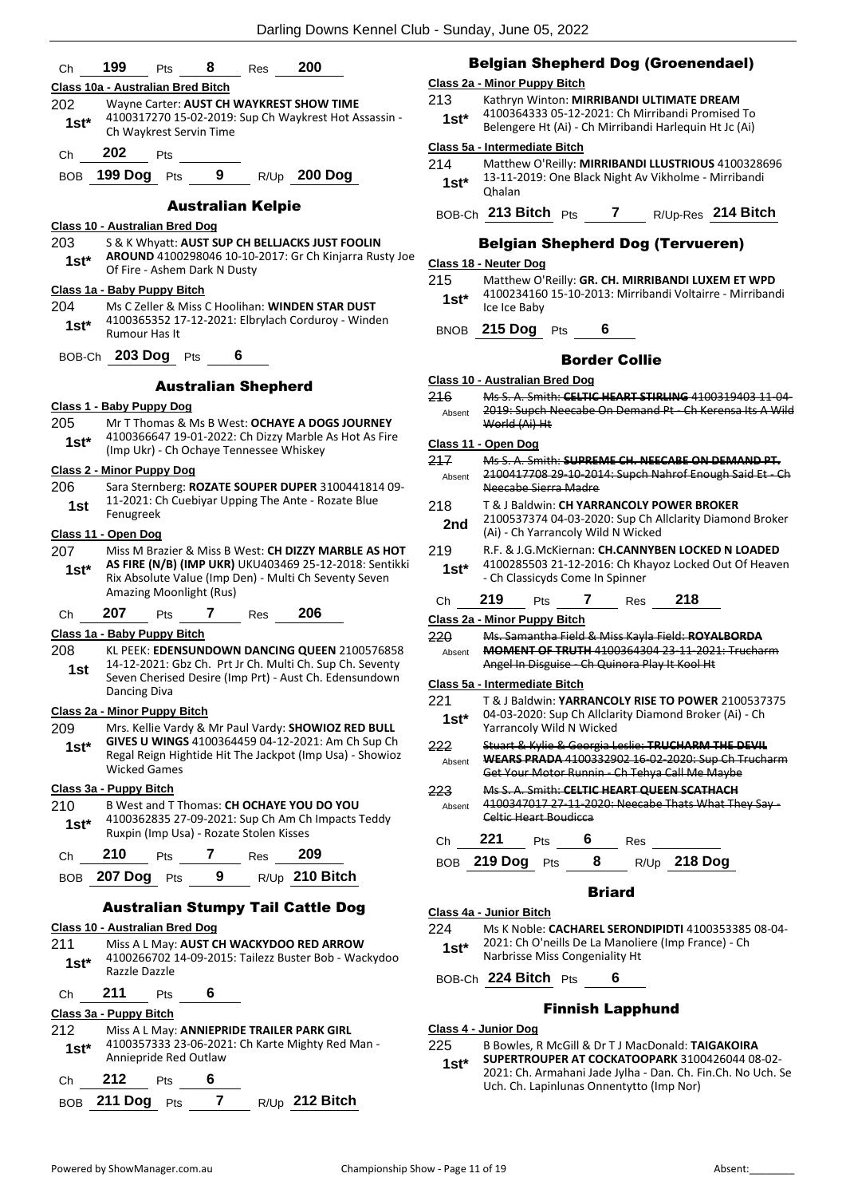Ch **199** Pts **8** Res **200**

**Class 10a - Australian Bred Bitch**

202 1st* Wayne Carter: **AUST CH WAYKREST SHOW TIME** 4100317270 15-02-2019: Sup Ch Waykrest Hot Assassin - Ch Waykrest Servin Time

Ch **202** Pts

BOB **199 Dog** Pts **9** R/Up **200 Dog**

## Australian Kelpie

**Class 10 - Australian Bred Dog**

203 1st* S & K Whyatt: **AUST SUP CH BELLJACKS JUST FOOLIN AROUND** 4100298046 10-10-2017: Gr Ch Kinjarra Rusty Joe Of Fire - Ashem Dark N Dusty

**Class 1a - Baby Puppy Bitch**

204 1st* Ms C Zeller & Miss C Hoolihan: **WINDEN STAR DUST** 4100365352 17-12-2021: Elbrylach Corduroy - Winden Rumour Has It

BOB-Ch **203 Dog** Pts **6**

## Australian Shepherd

**Class 1 - Baby Puppy Dog**

205 1st* Mr T Thomas & Ms B West: **OCHAYE A DOGS JOURNEY** 4100366647 19-01-2022: Ch Dizzy Marble As Hot As Fire (Imp Ukr) - Ch Ochaye Tennessee Whiskey

**Class 2 - Minor Puppy Dog**

206 1st Sara Sternberg: **ROZATE SOUPER DUPER** 3100441814 09-11-2021: Ch Cuebiyar Upping The Ante - Rozate Blue Fenugreek

**Class 11 - Open Dog**

207 1st* Miss M Brazier & Miss B West: **CH DIZZY MARBLE AS HOT AS FIRE (N/B) (IMP UKR)** UKU403469 25-12-2018: Sentikki Rix Absolute Value (Imp Den) - Multi Ch Seventy Seven Amazing Moonlight (Rus)

Ch **207** Pts **7** Res **206**

**Class 1a - Baby Puppy Bitch**

208 1st KL PEEK: **EDENSUNDOWN DANCING QUEEN** 2100576858 14-12-2021: Gbz Ch. Prt Jr Ch. Multi Ch. Sup Ch. Seventy Seven Cherised Desire (Imp Prt) - Aust Ch. Edensundown Dancing Diva

**Class 2a - Minor Puppy Bitch**

209 1st* Mrs. Kellie Vardy & Mr Paul Vardy: **SHOWIOZ RED BULL GIVES U WINGS** 4100364459 04-12-2021: Am Ch Sup Ch Regal Reign Hightide Hit The Jackpot (Imp Usa) - Showioz Wicked Games

**Class 3a - Puppy Bitch**

210 1st* B West and T Thomas: **CH OCHAYE YOU DO YOU** 4100362835 27-09-2021: Sup Ch Am Ch Impacts Teddy Ruxpin (Imp Usa) - Rozate Stolen Kisses

Ch **210** Pts **7** Res **209**

BOB **207 Dog** Pts **9** R/Up **210 Bitch**

## Australian Stumpy Tail Cattle Dog

**Class 10 - Australian Bred Dog**

211 1st* Miss A L May: **AUST CH WACKYDOO RED ARROW** 4100266702 14-09-2015: Tailezz Buster Bob - Wackydoo Razzle Dazzle

Ch **211** Pts **6**

**Class 3a - Puppy Bitch**

212 1st* Miss A L May: **ANNIEPRIDE TRAILER PARK GIRL** 4100357333 23-06-2021: Ch Karte Mighty Red Man - Anniepride Red Outlaw

Ch **212** Pts **6**

BOB **211 Dog** Pts **7** R/Up **212 Bitch**

## Belgian Shepherd Dog (Groenendael)

**Class 2a - Minor Puppy Bitch**

213 1st* Kathryn Winton: **MIRRIBANDI ULTIMATE DREAM** 4100364333 05-12-2021: Ch Mirribandi Promised To Belengere Ht (Ai) - Ch Mirribandi Harlequin Ht Jc (Ai)

**Class 5a - Intermediate Bitch**

214 1st* Matthew O'Reilly: **MIRRIBANDI LLUSTRIOUS** 4100328696 13-11-2019: One Black Night Av Vikholme - Mirribandi Qhalan

BOB-Ch **213 Bitch** Pts **7** R/Up-Res **214 Bitch**

## Belgian Shepherd Dog (Tervueren)

**Class 18 - Neuter Dog**

215 1st* Matthew O'Reilly: **GR. CH. MIRRIBANDI LUXEM ET WPD** 4100234160 15-10-2013: Mirribandi Voltairre - Mirribandi Ice Ice Baby

BNOB **215 Dog** Pts **6**

## Border Collie

**Class 10 - Australian Bred Dog**

216 Absent ~~Ms S. A. Smith: **CELTIC HEART STIRLING** 4100319403 11-04-2019: Supch Neecabe On Demand Pt - Ch Kerensa Its A Wild World (Ai) Ht~~

**Class 11 - Open Dog**

217 Absent ~~Ms S. A. Smith: **SUPREME CH. NEECABE ON DEMAND PT.** 2100417708 29-10-2014: Supch Nahrof Enough Said Et - Ch Neecabe Sierra Madre~~

218 2nd T & J Baldwin: **CH YARRANCOLY POWER BROKER** 2100537374 04-03-2020: Sup Ch Allclarity Diamond Broker (Ai) - Ch Yarrancoly Wild N Wicked

219 1st* R.F. & J.G.McKiernan: **CH.CANNYBEN LOCKED N LOADED** 4100285503 21-12-2016: Ch Khayoz Locked Out Of Heaven - Ch Classicyds Come In Spinner

Ch **219** Pts **7** Res **218**

**Class 2a - Minor Puppy Bitch**

220 Absent ~~Ms. Samantha Field & Miss Kayla Field: **ROYALBORDA MOMENT OF TRUTH** 4100364304 23-11-2021: Trucharm Angel In Disguise - Ch Quinora Play It Kool Ht~~

**Class 5a - Intermediate Bitch**

221 1st* T & J Baldwin: **YARRANCOLY RISE TO POWER** 2100537375 04-03-2020: Sup Ch Allclarity Diamond Broker (Ai) - Ch Yarrancoly Wild N Wicked

222 Absent ~~Stuart & Kylie & Georgia Leslie: **TRUCHARM THE DEVIL WEARS PRADA** 4100332902 16-02-2020: Sup Ch Trucharm Get Your Motor Runnin - Ch Tehya Call Me Maybe~~

223 Absent ~~Ms S. A. Smith: **CELTIC HEART QUEEN SCATHACH** 4100347017 27-11-2020: Neecabe Thats What They Say - Celtic Heart Boudicca~~

Ch **221** Pts **6** Res

BOB **219 Dog** Pts **8** R/Up **218 Dog**

## Briard

**Class 4a - Junior Bitch**

224 1st* Ms K Noble: **CACHAREL SERONDIPIDTI** 4100353385 08-04-2021: Ch O'neills De La Manoliere (Imp France) - Ch Narbrisse Miss Congeniality Ht

BOB-Ch **224 Bitch** Pts **6**

## Finnish Lapphund

**Class 4 - Junior Dog**

225 1st* B Bowles, R McGill & Dr T J MacDonald: **TAIGAKOIRA SUPERTROUPER AT COCKATOOPARK** 3100426044 08-02-2021: Ch. Armahani Jade Jylha - Dan. Ch. Fin.Ch. No Uch. Se Uch. Ch. Lapinlunas Onnentytto (Imp Nor)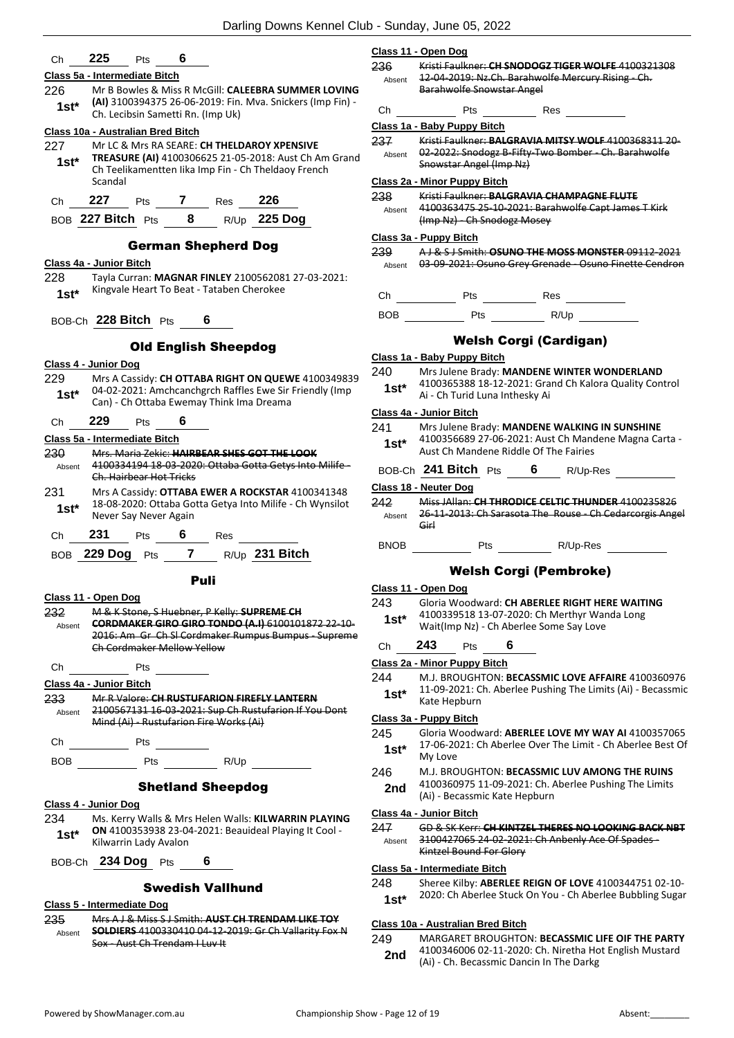Ch **225** Pts **6**

**Class 5a - Intermediate Bitch**

226 Mr B Bowles & Miss R McGill: **CALEEBRA SUMMER LOVING (AI)** 3100394375 26-06-2019: Fin. Mva. Snickers (Imp Fin) - Ch. Lecibsin Sametti Rn. (Imp Uk)
**1st***

**Class 10a - Australian Bred Bitch**

227 Mr LC & Mrs RA SEARE: **CH THELDAROY XPENSIVE TREASURE (AI)** 4100306625 21-05-2018: Aust Ch Am Grand Ch Teelikamentten Iika Imp Fin - Ch Theldaroy French Scandal
**1st***

Ch **227** Pts **7** Res **226**

BOB **227 Bitch** Pts **8** R/Up **225 Dog**

## German Shepherd Dog

**Class 4a - Junior Bitch**

228 Tayla Curran: **MAGNAR FINLEY** 2100562081 27-03-2021: Kingvale Heart To Beat - Tataben Cherokee
**1st***

BOB-Ch **228 Bitch** Pts **6**

## Old English Sheepdog

**Class 4 - Junior Dog**

229 Mrs A Cassidy: **CH OTTABA RIGHT ON QUEWE** 4100349839 04-02-2021: Amchcanchgrch Raffles Ewe Sir Friendly (Imp Can) - Ch Ottaba Ewemay Think Ima Dreama
**1st***

Ch **229** Pts **6**

**Class 5a - Intermediate Bitch**

230 ~~Mrs. Maria Zekic: **HAIRBEAR SHES GOT THE LOOK** 4100334194 18-03-2020: Ottaba Gotta Getys Into Milife - Ch. Hairbear Hot Tricks~~
Absent

231 Mrs A Cassidy: **OTTABA EWER A ROCKSTAR** 4100341348 18-08-2020: Ottaba Gotta Getya Into Milife - Ch Wynsilot Never Say Never Again
**1st***

Ch **231** Pts **6** Res

BOB **229 Dog** Pts **7** R/Up **231 Bitch**

## Puli

**Class 11 - Open Dog**

232 ~~M & K Stone, S Huebner, P Kelly: **SUPREME CH CORDMAKER GIRO GIRO TONDO (A.I)** 6100101872 22-10-2016: Am Gr Ch Sl Cordmaker Rumpus Bumpus - Supreme Ch Cordmaker Mellow Yellow~~
Absent

Ch Pts

**Class 4a - Junior Bitch**

233 ~~Mr R Valore: **CH RUSTUFARION FIREFLY LANTERN** 2100567131 16-03-2021: Sup Ch Rustufarion If You Dont Mind (Ai) - Rustufarion Fire Works (Ai)~~
Absent

Ch Pts

BOB Pts R/Up

## Shetland Sheepdog

**Class 4 - Junior Dog**

234 Ms. Kerry Walls & Mrs Helen Walls: **KILWARRIN PLAYING ON** 4100353938 23-04-2021: Beauideal Playing It Cool - Kilwarrin Lady Avalon
**1st***

BOB-Ch **234 Dog** Pts **6**

## Swedish Vallhund

**Class 5 - Intermediate Dog**

235 ~~Mrs A J & Miss S J Smith: **AUST CH TRENDAM LIKE TOY SOLDIERS** 4100330410 04-12-2019: Gr Ch Vallarity Fox N Sox - Aust Ch Trendam I Luv It~~
Absent

**Class 11 - Open Dog**

236 ~~Kristi Faulkner: **CH SNODOGZ TIGER WOLFE** 4100321308 12-04-2019: Nz.Ch. Barahwolfe Mercury Rising - Ch. Barahwolfe Snowstar Angel~~
Absent

Ch Pts Res

**Class 1a - Baby Puppy Bitch**

237 ~~Kristi Faulkner: **BALGRAVIA MITSY WOLF** 4100368311 20-02-2022: Snodogz B-Fifty-Two Bomber - Ch. Barahwolfe Snowstar Angel (Imp Nz)~~
Absent

**Class 2a - Minor Puppy Bitch**

238 ~~Kristi Faulkner: **BALGRAVIA CHAMPAGNE FLUTE** 4100363475 25-10-2021: Barahwolfe Capt James T Kirk (Imp Nz) - Ch Snodogz Mosey~~
Absent

**Class 3a - Puppy Bitch**

239 ~~A J & S J Smith: **OSUNO THE MOSS MONSTER** 09112-2021 03-09-2021: Osuno Grey Grenade - Osuno Finette Cendron~~
Absent

Ch Pts Res

BOB Pts R/Up

## Welsh Corgi (Cardigan)

**Class 1a - Baby Puppy Bitch**

240 Mrs Julene Brady: **MANDENE WINTER WONDERLAND** 4100365388 18-12-2021: Grand Ch Kalora Quality Control Ai - Ch Turid Luna Inthesky Ai
**1st***

**Class 4a - Junior Bitch**

241 Mrs Julene Brady: **MANDENE WALKING IN SUNSHINE** 4100356689 27-06-2021: Aust Ch Mandene Magna Carta - Aust Ch Mandene Riddle Of The Fairies
**1st***

BOB-Ch **241 Bitch** Pts **6** R/Up-Res

**Class 18 - Neuter Dog**

242 ~~Miss JAllan: **CH THRODICE CELTIC THUNDER** 4100235826 26-11-2013: Ch Sarasota The Rouse - Ch Cedarcorgis Angel Girl~~
Absent

BNOB Pts R/Up-Res

## Welsh Corgi (Pembroke)

**Class 11 - Open Dog**

243 Gloria Woodward: **CH ABERLEE RIGHT HERE WAITING** 4100339518 13-07-2020: Ch Merthyr Wanda Long Wait(Imp Nz) - Ch Aberlee Some Say Love
**1st***

Ch **243** Pts **6**

**Class 2a - Minor Puppy Bitch**

244 M.J. BROUGHTON: **BECASSMIC LOVE AFFAIRE** 4100360976 11-09-2021: Ch. Aberlee Pushing The Limits (Ai) - Becassmic Kate Hepburn
**1st***

**Class 3a - Puppy Bitch**

245 Gloria Woodward: **ABERLEE LOVE MY WAY AI** 4100357065 17-06-2021: Ch Aberlee Over The Limit - Ch Aberlee Best Of My Love
**1st***

246 M.J. BROUGHTON: **BECASSMIC LUV AMONG THE RUINS** 4100360975 11-09-2021: Ch. Aberlee Pushing The Limits (Ai) - Becassmic Kate Hepburn
**2nd**

**Class 4a - Junior Bitch**

247 ~~GD & SK Kerr: **CH KINTZEL THERES NO LOOKING BACK NBT** 3100427065 24-02-2021: Ch Anbenly Ace Of Spades - Kintzel Bound For Glory~~
Absent

**Class 5a - Intermediate Bitch**

248 Sheree Kilby: **ABERLEE REIGN OF LOVE** 4100344751 02-10-2020: Ch Aberlee Stuck On You - Ch Aberlee Bubbling Sugar
**1st***

**Class 10a - Australian Bred Bitch**

249 MARGARET BROUGHTON: **BECASSMIC LIFE OIF THE PARTY** 4100346006 02-11-2020: Ch. Niretha Hot English Mustard (Ai) - Ch. Becassmic Dancin In The Darkg
**2nd**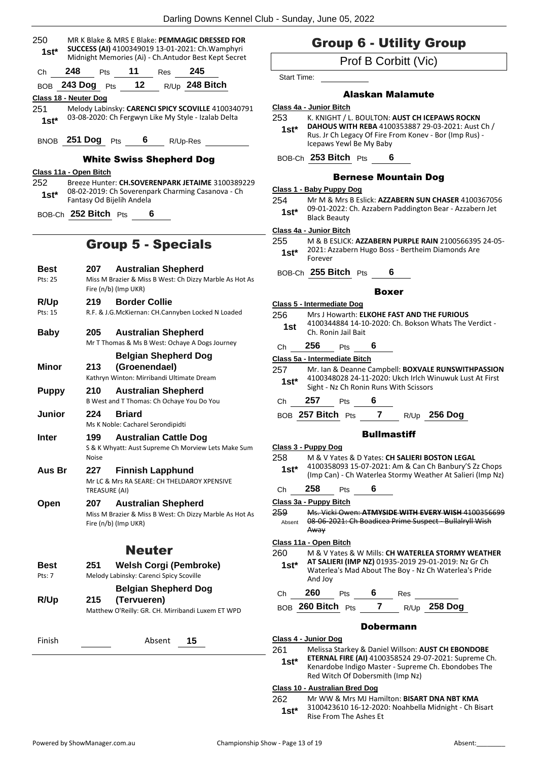250 MR K Blake & MRS E Blake: **PEMMAGIC DRESSED FOR SUCCESS (AI)** 4100349019 13-01-2021: Ch.Wamphyri Midnight Memories (Ai) - Ch.Antudor Best Kept Secret
1st*

Ch 248 Pts 11 Res 245

BOB 243 Dog Pts 12 R/Up 248 Bitch

**Class 18 - Neuter Dog**

251 Melody Labinsky: **CARENCI SPICY SCOVILLE** 4100340791 03-08-2020: Ch Fergwyn Like My Style - Izalab Delta
1st*

BNOB 251 Dog Pts 6 R/Up-Res

### White Swiss Shepherd Dog

**Class 11a - Open Bitch**

252 Breeze Hunter: **CH.SOVERENPARK JETAIME** 3100389229 08-02-2019: Ch Soverenpark Charming Casanova - Ch Fantasy Od Bijelih Andela
1st*

BOB-Ch 252 Bitch Pts 6

## Group 5 - Specials

| | | |
|---|---|---|
| **Best** Pts: 25 | 207 | **Australian Shepherd** Miss M Brazier & Miss B West: Ch Dizzy Marble As Hot As Fire (n/b) (Imp UKR) |
| **R/Up** Pts: 15 | 219 | **Border Collie** R.F. & J.G.McKiernan: CH.Cannyben Locked N Loaded |
| **Baby** | 205 | **Australian Shepherd** Mr T Thomas & Ms B West: Ochaye A Dogs Journey |
| **Minor** | 213 | **Belgian Shepherd Dog (Groenendael)** Kathryn Winton: Mirribandi Ultimate Dream |
| **Puppy** | 210 | **Australian Shepherd** B West and T Thomas: Ch Ochaye You Do You |
| **Junior** | 224 | **Briard** Ms K Noble: Cacharel Serondipidti |
| **Inter** | 199 | **Australian Cattle Dog** S & K Whyatt: Aust Supreme Ch Morview Lets Make Sum Noise |
| **Aus Br** | 227 | **Finnish Lapphund** Mr LC & Mrs RA SEARE: CH THELDAROY XPENSIVE TREASURE (AI) |
| **Open** | 207 | **Australian Shepherd** Miss M Brazier & Miss B West: Ch Dizzy Marble As Hot As Fire (n/b) (Imp UKR) |

## Neuter

| | | |
|---|---|---|
| **Best** Pts: 7 | 251 | **Welsh Corgi (Pembroke)** Melody Labinsky: Carenci Spicy Scoville |
| **R/Up** | 215 | **Belgian Shepherd Dog (Tervueren)** Matthew O'Reilly: GR. CH. Mirribandi Luxem ET WPD |

Finish Absent 15

## Group 6 - Utility Group

Prof B Corbitt (Vic)

Start Time:

### Alaskan Malamute

**Class 4a - Junior Bitch**

253 K. KNIGHT / L. BOULTON: **AUST CH ICEPAWS ROCKN DAHOUS WITH REBA** 4100353887 29-03-2021: Aust Ch / Rus. Jr Ch Legacy Of Fire From Konev - Bor (Imp Rus) - Icepaws Yewl Be My Baby
1st*

BOB-Ch 253 Bitch Pts 6

### Bernese Mountain Dog

**Class 1 - Baby Puppy Dog**

254 Mr M & Mrs B Eslick: **AZZABERN SUN CHASER** 4100367056 09-01-2022: Ch. Azzabern Paddington Bear - Azzabern Jet Black Beauty
1st*

**Class 4a - Junior Bitch**

255 M & B ESLICK: **AZZABERN PURPLE RAIN** 2100566395 24-05-2021: Azzabern Hugo Boss - Bertheim Diamonds Are Forever
1st*

BOB-Ch 255 Bitch Pts 6

### Boxer

**Class 5 - Intermediate Dog**

256 Mrs J Howarth: **ELKOHE FAST AND THE FURIOUS** 4100344884 14-10-2020: Ch. Bokson Whats The Verdict - Ch. Ronin Jail Bait
1st

Ch 256 Pts 6

**Class 5a - Intermediate Bitch**

257 Mr. Ian & Deanne Campbell: **BOXVALE RUNSWITHPASSION** 4100348028 24-11-2020: Ukch Irlch Winuwuk Lust At First Sight - Nz Ch Ronin Runs With Scissors
1st*

Ch 257 Pts 6

BOB 257 Bitch Pts 7 R/Up 256 Dog

### Bullmastiff

**Class 3 - Puppy Dog**

258 M & V Yates & D Yates: **CH SALIERI BOSTON LEGAL** 4100358093 15-07-2021: Am & Can Ch Banbury'S Zz Chops (Imp Can) - Ch Waterlea Stormy Weather At Salieri (Imp Nz)
1st*

Ch 258 Pts 6

**Class 3a - Puppy Bitch**

259 ~~Ms. Vicki Owen: **ATMYSIDE WITH EVERY WISH** 4100356699 08-06-2021: Ch Boadicea Prime Suspect - Bullalryll Wish Away~~
Absent

**Class 11a - Open Bitch**

260 M & V Yates & W Mills: **CH WATERLEA STORMY WEATHER AT SALIERI (IMP NZ)** 01935-2019 29-01-2019: Nz Gr Ch Waterlea's Mad About The Boy - Nz Ch Waterlea's Pride And Joy
1st*

Ch 260 Pts 6 Res

BOB 260 Bitch Pts 7 R/Up 258 Dog

### Dobermann

**Class 4 - Junior Dog**

261 Melissa Starkey & Daniel Willson: **AUST CH EBONDOBE ETERNAL FIRE (AI)** 4100358524 29-07-2021: Supreme Ch. Kenardobe Indigo Master - Supreme Ch. Ebondobes The Red Witch Of Dobersmith (Imp Nz)
1st*

**Class 10 - Australian Bred Dog**

262 Mr WW & Mrs MJ Hamilton: **BISART DNA NBT KMA** 3100423610 16-12-2020: Noahbella Midnight - Ch Bisart Rise From The Ashes Et
1st*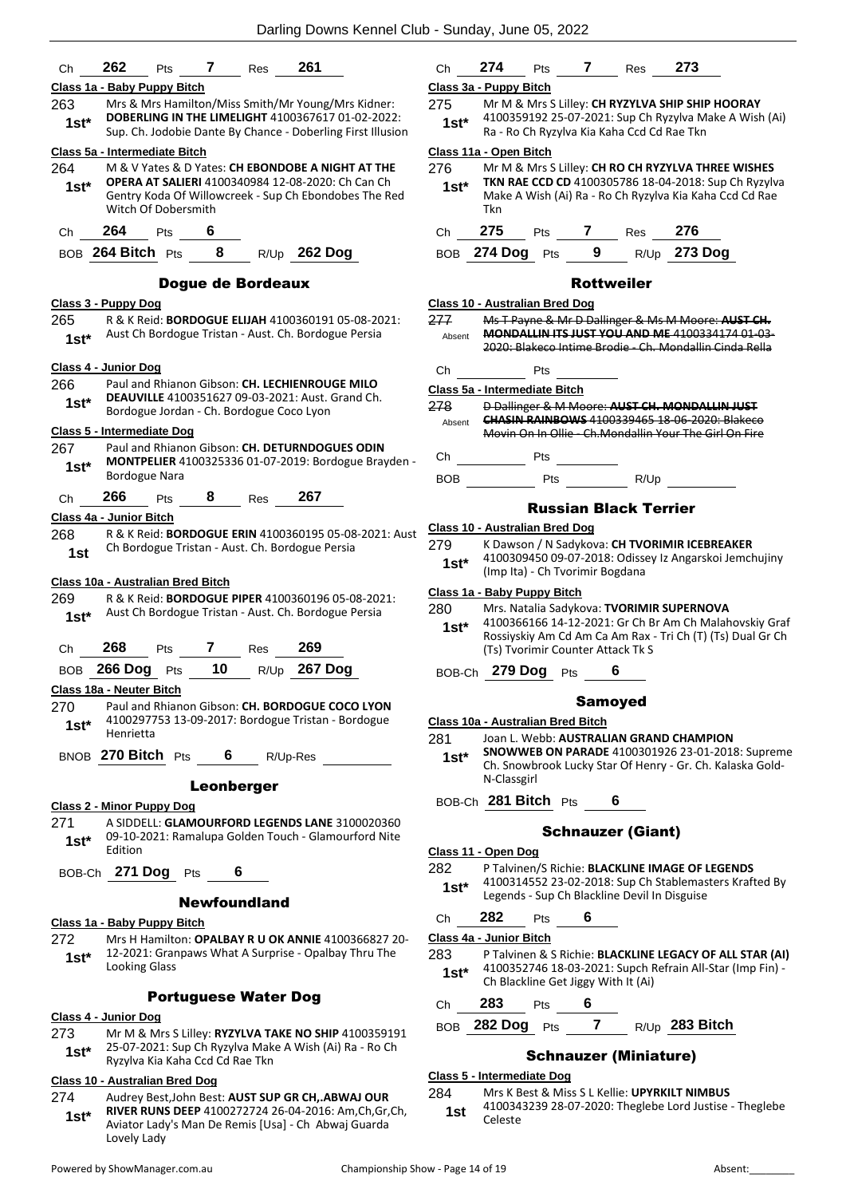Ch **262** Pts **7** Res **261**

**Class 1a - Baby Puppy Bitch**

263 **1st*** Mrs & Mrs Hamilton/Miss Smith/Mr Young/Mrs Kidner: **DOBERLING IN THE LIMELIGHT** 4100367617 01-02-2022: Sup. Ch. Jodobie Dante By Chance - Doberling First Illusion

**Class 5a - Intermediate Bitch**

264 **1st*** M & V Yates & D Yates: **CH EBONDOBE A NIGHT AT THE OPERA AT SALIERI** 4100340984 12-08-2020: Ch Can Ch Gentry Koda Of Willowcreek - Sup Ch Ebondobes The Red Witch Of Dobersmith

Ch **264** Pts **6**

BOB **264 Bitch** Pts **8** R/Up **262 Dog**

## Dogue de Bordeaux

**Class 3 - Puppy Dog**

265 **1st*** R & K Reid: **BORDOGUE ELIJAH** 4100360191 05-08-2021: Aust Ch Bordogue Tristan - Aust. Ch. Bordogue Persia

**Class 4 - Junior Dog**

266 **1st*** Paul and Rhianon Gibson: **CH. LECHIENROUGE MILO DEAUVILLE** 4100351627 09-03-2021: Aust. Grand Ch. Bordogue Jordan - Ch. Bordogue Coco Lyon

**Class 5 - Intermediate Dog**

267 **1st*** Paul and Rhianon Gibson: **CH. DETURNDOGUES ODIN MONTPELIER** 4100325336 01-07-2019: Bordogue Brayden - Bordogue Nara

Ch **266** Pts **8** Res **267**

**Class 4a - Junior Bitch**

268 **1st** R & K Reid: **BORDOGUE ERIN** 4100360195 05-08-2021: Aust Ch Bordogue Tristan - Aust. Ch. Bordogue Persia

**Class 10a - Australian Bred Bitch**

269 **1st*** R & K Reid: **BORDOGUE PIPER** 4100360196 05-08-2021: Aust Ch Bordogue Tristan - Aust. Ch. Bordogue Persia

Ch **268** Pts **7** Res **269**

BOB **266 Dog** Pts **10** R/Up **267 Dog**

**Class 18a - Neuter Bitch**

270 **1st*** Paul and Rhianon Gibson: **CH. BORDOGUE COCO LYON** 4100297753 13-09-2017: Bordogue Tristan - Bordogue Henrietta

BNOB **270 Bitch** Pts **6** R/Up-Res

## Leonberger

**Class 2 - Minor Puppy Dog**

271 **1st*** A SIDDELL: **GLAMOURFORD LEGENDS LANE** 3100020360 09-10-2021: Ramalupa Golden Touch - Glamourford Nite Edition

BOB-Ch **271 Dog** Pts **6**

## Newfoundland

**Class 1a - Baby Puppy Bitch**

272 **1st*** Mrs H Hamilton: **OPALBAY R U OK ANNIE** 4100366827 20-12-2021: Granpaws What A Surprise - Opalbay Thru The Looking Glass

## Portuguese Water Dog

**Class 4 - Junior Dog**

273 **1st*** Mr M & Mrs S Lilley: **RYZYLVA TAKE NO SHIP** 4100359191 25-07-2021: Sup Ch Ryzylva Make A Wish (Ai) Ra - Ro Ch Ryzylva Kia Kaha Ccd Cd Rae Tkn

**Class 10 - Australian Bred Dog**

274 **1st*** Audrey Best,John Best: **AUST SUP GR CH,.ABWAJ OUR RIVER RUNS DEEP** 4100272724 26-04-2016: Am,Ch,Gr,Ch, Aviator Lady's Man De Remis [Usa] - Ch Abwaj Guarda Lovely Lady

Ch **274** Pts **7** Res **273**

**Class 3a - Puppy Bitch**

275 **1st*** Mr M & Mrs S Lilley: **CH RYZYLVA SHIP SHIP HOORAY** 4100359192 25-07-2021: Sup Ch Ryzylva Make A Wish (Ai) Ra - Ro Ch Ryzylva Kia Kaha Ccd Cd Rae Tkn

**Class 11a - Open Bitch**

276 **1st*** Mr M & Mrs S Lilley: **CH RO CH RYZYLVA THREE WISHES TKN RAE CCD CD** 4100305786 18-04-2018: Sup Ch Ryzylva Make A Wish (Ai) Ra - Ro Ch Ryzylva Kia Kaha Ccd Cd Rae Tkn

Ch **275** Pts **7** Res **276**

BOB **274 Dog** Pts **9** R/Up **273 Dog**

## Rottweiler

**Class 10 - Australian Bred Dog**

277 Absent ~~Ms T Payne & Mr D Dallinger & Ms M Moore: **AUST CH. MONDALLIN ITS JUST YOU AND ME** 4100334174 01-03-2020: Blakeco Intime Brodie - Ch. Mondallin Cinda Rella~~

Ch Pts

**Class 5a - Intermediate Bitch**

278 Absent ~~D Dallinger & M Moore: **AUST CH. MONDALLIN JUST CHASIN RAINBOWS** 4100339465 18-06-2020: Blakeco Movin On In Ollie - Ch.Mondallin Your The Girl On Fire~~

Ch Pts

BOB Pts R/Up

## Russian Black Terrier

**Class 10 - Australian Bred Dog**

279 **1st*** K Dawson / N Sadykova: **CH TVORIMIR ICEBREAKER** 4100309450 09-07-2018: Odissey Iz Angarskoi Jemchujiny (Imp Ita) - Ch Tvorimir Bogdana

**Class 1a - Baby Puppy Bitch**

280 **1st*** Mrs. Natalia Sadykova: **TVORIMIR SUPERNOVA** 4100366166 14-12-2021: Gr Ch Br Am Ch Malahovskiy Graf Rossiyskiy Am Cd Am Ca Am Rax - Tri Ch (T) (Ts) Dual Gr Ch (Ts) Tvorimir Counter Attack Tk S

BOB-Ch **279 Dog** Pts **6**

## Samoyed

**Class 10a - Australian Bred Bitch**

281 **1st*** Joan L. Webb: **AUSTRALIAN GRAND CHAMPION SNOWWEB ON PARADE** 4100301926 23-01-2018: Supreme Ch. Snowbrook Lucky Star Of Henry - Gr. Ch. Kalaska Gold-N-Classgirl

BOB-Ch **281 Bitch** Pts **6**

## Schnauzer (Giant)

**Class 11 - Open Dog**

282 **1st*** P Talvinen/S Richie: **BLACKLINE IMAGE OF LEGENDS** 4100314552 23-02-2018: Sup Ch Stablemasters Krafted By Legends - Sup Ch Blackline Devil In Disguise

Ch **282** Pts **6**

**Class 4a - Junior Bitch**

283 **1st*** P Talvinen & S Richie: **BLACKLINE LEGACY OF ALL STAR (AI)** 4100352746 18-03-2021: Supch Refrain All-Star (Imp Fin) - Ch Blackline Get Jiggy With It (Ai)

Ch **283** Pts **6**

BOB **282 Dog** Pts **7** R/Up **283 Bitch**

## Schnauzer (Miniature)

**Class 5 - Intermediate Dog**

284 **1st** Mrs K Best & Miss S L Kellie: **UPYRKILT NIMBUS** 4100343239 28-07-2020: Theglebe Lord Justise - Theglebe Celeste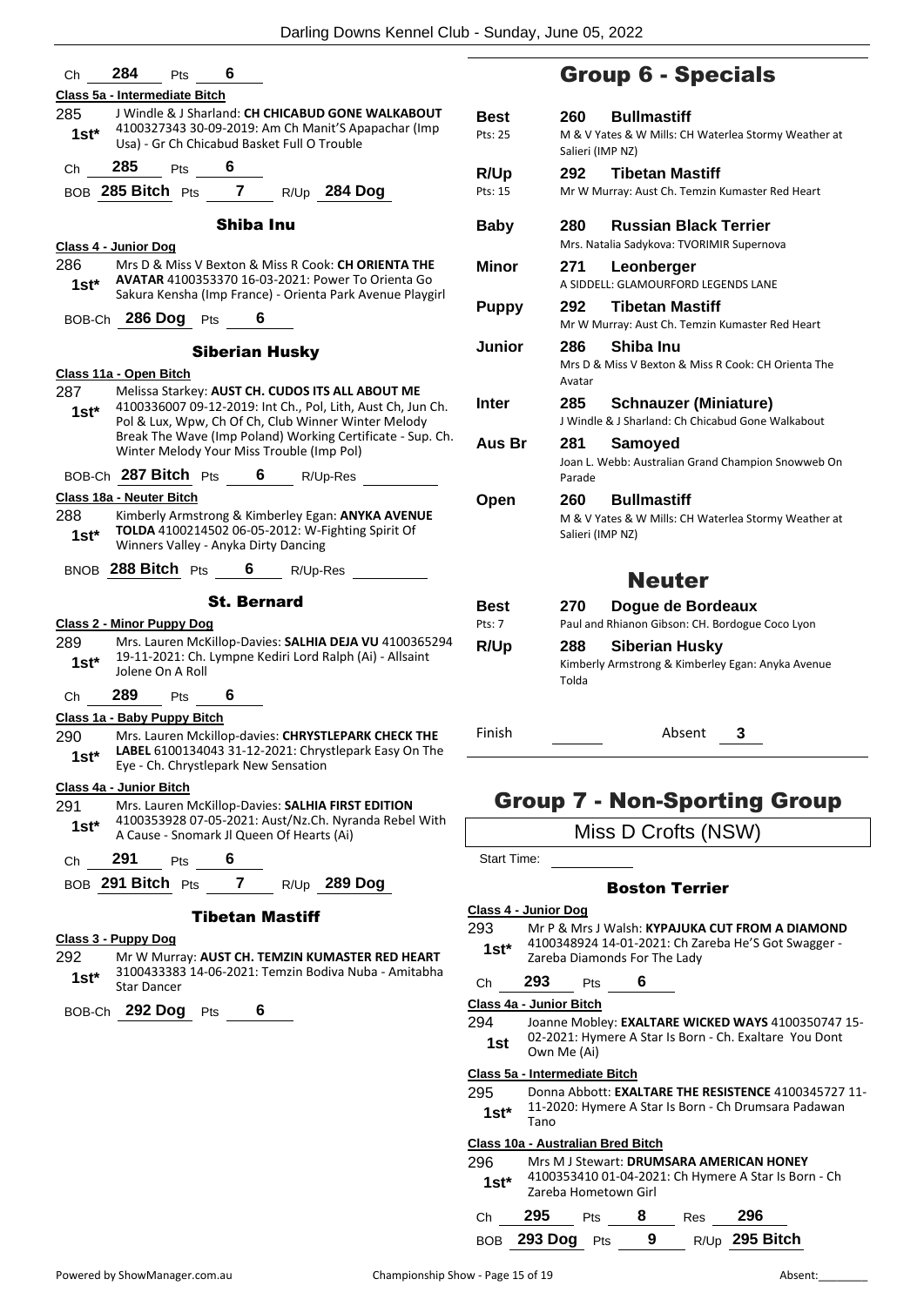Ch **284** Pts **6**

**Class 5a - Intermediate Bitch**

285 1st* J Windle & J Sharland: **CH CHICABUD GONE WALKABOUT** 4100327343 30-09-2019: Am Ch Manit'S Apapachar (Imp Usa) - Gr Ch Chicabud Basket Full O Trouble

Ch **285** Pts **6**

BOB **285 Bitch** Pts **7** R/Up **284 Dog**

### Shiba Inu

**Class 4 - Junior Dog**

286 1st* Mrs D & Miss V Bexton & Miss R Cook: **CH ORIENTA THE AVATAR** 4100353370 16-03-2021: Power To Orienta Go Sakura Kensha (Imp France) - Orienta Park Avenue Playgirl

BOB-Ch **286 Dog** Pts **6**

### Siberian Husky

**Class 11a - Open Bitch**

287 1st* Melissa Starkey: **AUST CH. CUDOS ITS ALL ABOUT ME** 4100336007 09-12-2019: Int Ch., Pol, Lith, Aust Ch, Jun Ch. Pol & Lux, Wpw, Ch Of Ch, Club Winner Winter Melody Break The Wave (Imp Poland) Working Certificate - Sup. Ch. Winter Melody Your Miss Trouble (Imp Pol)

BOB-Ch **287 Bitch** Pts **6** R/Up-Res

**Class 18a - Neuter Bitch**

288 1st* Kimberly Armstrong & Kimberley Egan: **ANYKA AVENUE TOLDA** 4100214502 06-05-2012: W-Fighting Spirit Of Winners Valley - Anyka Dirty Dancing

BNOB **288 Bitch** Pts **6** R/Up-Res

### St. Bernard

**Class 2 - Minor Puppy Dog**

289 1st* Mrs. Lauren McKillop-Davies: **SALHIA DEJA VU** 4100365294 19-11-2021: Ch. Lympne Kediri Lord Ralph (Ai) - Allsaint Jolene On A Roll

Ch **289** Pts **6**

**Class 1a - Baby Puppy Bitch**

290 1st* Mrs. Lauren Mckillop-davies: **CHRYSTLEPARK CHECK THE LABEL** 6100134043 31-12-2021: Chrystlepark Easy On The Eye - Ch. Chrystlepark New Sensation

**Class 4a - Junior Bitch**

291 1st* Mrs. Lauren McKillop-Davies: **SALHIA FIRST EDITION** 4100353928 07-05-2021: Aust/Nz.Ch. Nyranda Rebel With A Cause - Snomark Jl Queen Of Hearts (Ai)

Ch **291** Pts **6**

BOB **291 Bitch** Pts **7** R/Up **289 Dog**

### Tibetan Mastiff

**Class 3 - Puppy Dog**

292 1st* Mr W Murray: **AUST CH. TEMZIN KUMASTER RED HEART** 3100433383 14-06-2021: Temzin Bodiva Nuba - Amitabha Star Dancer

BOB-Ch **292 Dog** Pts **6**

## Group 6 - Specials

| | | |
|---|---|---|
| **Best** Pts: 25 | **260** | **Bullmastiff** M & V Yates & W Mills: CH Waterlea Stormy Weather at Salieri (IMP NZ) |
| **R/Up** Pts: 15 | **292** | **Tibetan Mastiff** Mr W Murray: Aust Ch. Temzin Kumaster Red Heart |
| **Baby** | **280** | **Russian Black Terrier** Mrs. Natalia Sadykova: TVORIMIR Supernova |
| **Minor** | **271** | **Leonberger** A SIDDELL: GLAMOURFORD LEGENDS LANE |
| **Puppy** | **292** | **Tibetan Mastiff** Mr W Murray: Aust Ch. Temzin Kumaster Red Heart |
| **Junior** | **286** | **Shiba Inu** Mrs D & Miss V Bexton & Miss R Cook: CH Orienta The Avatar |
| **Inter** | **285** | **Schnauzer (Miniature)** J Windle & J Sharland: Ch Chicabud Gone Walkabout |
| **Aus Br** | **281** | **Samoyed** Joan L. Webb: Australian Grand Champion Snowweb On Parade |
| **Open** | **260** | **Bullmastiff** M & V Yates & W Mills: CH Waterlea Stormy Weather at Salieri (IMP NZ) |

### Neuter

| | | |
|---|---|---|
| **Best** Pts: 7 | **270** | **Dogue de Bordeaux** Paul and Rhianon Gibson: CH. Bordogue Coco Lyon |
| **R/Up** | **288** | **Siberian Husky** Kimberly Armstrong & Kimberley Egan: Anyka Avenue Tolda |

Finish Absent **3**

## Group 7 - Non-Sporting Group

Miss D Crofts (NSW)

Start Time:

### Boston Terrier

**Class 4 - Junior Dog**

293 1st* Mr P & Mrs J Walsh: **KYPAJUKA CUT FROM A DIAMOND** 4100348924 14-01-2021: Ch Zareba He'S Got Swagger - Zareba Diamonds For The Lady

Ch **293** Pts **6**

**Class 4a - Junior Bitch**

294 1st Joanne Mobley: **EXALTARE WICKED WAYS** 4100350747 15-02-2021: Hymere A Star Is Born - Ch. Exaltare You Dont Own Me (Ai)

**Class 5a - Intermediate Bitch**

295 1st* Donna Abbott: **EXALTARE THE RESISTENCE** 4100345727 11-11-2020: Hymere A Star Is Born - Ch Drumsara Padawan Tano

**Class 10a - Australian Bred Bitch**

296 1st* Mrs M J Stewart: **DRUMSARA AMERICAN HONEY** 4100353410 01-04-2021: Ch Hymere A Star Is Born - Ch Zareba Hometown Girl

Ch **295** Pts **8** Res **296**

BOB **293 Dog** Pts **9** R/Up **295 Bitch**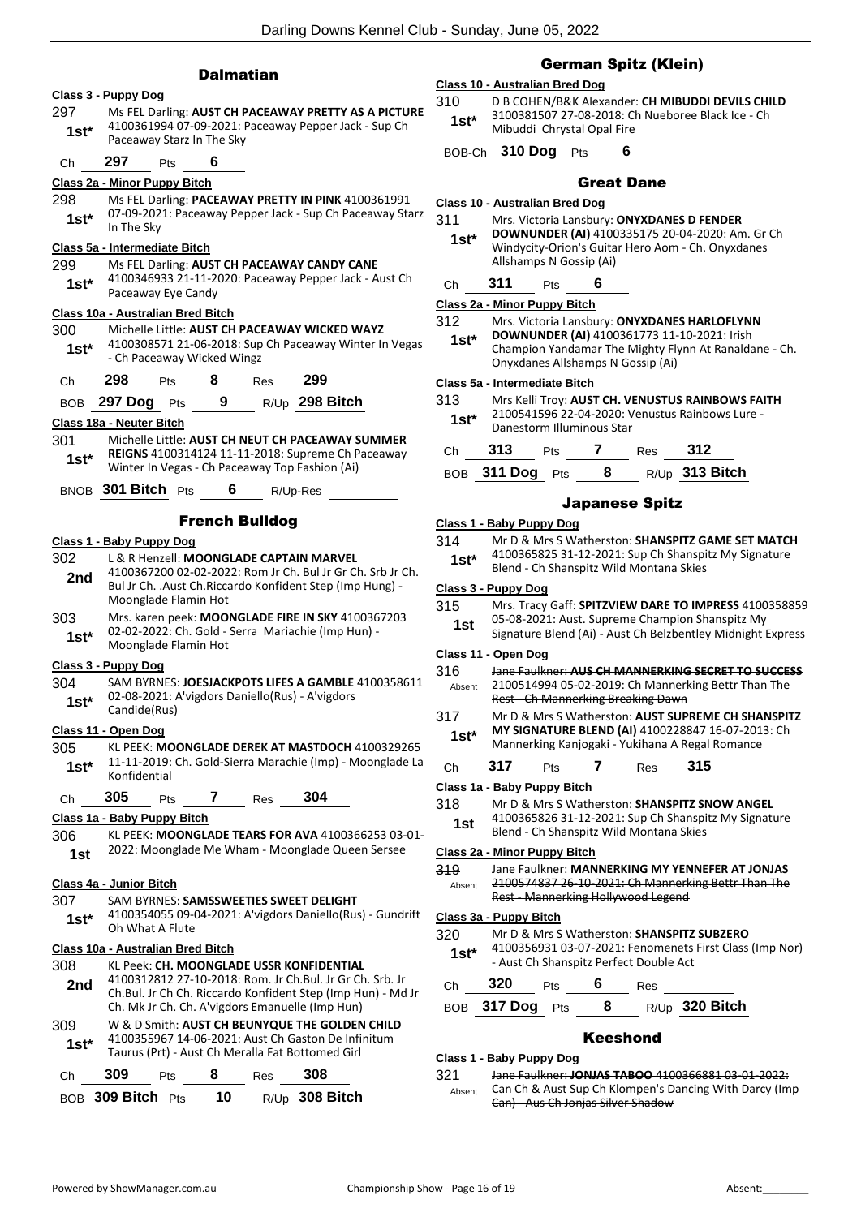## Dalmatian

### Class 3 - Puppy Dog

297 — 1st* — Ms FEL Darling: **AUST CH PACEAWAY PRETTY AS A PICTURE** 4100361994 07-09-2021: Paceaway Pepper Jack - Sup Ch Paceaway Starz In The Sky

Ch 297 Pts 6

### Class 2a - Minor Puppy Bitch

298 — 1st* — Ms FEL Darling: **PACEAWAY PRETTY IN PINK** 4100361991 07-09-2021: Paceaway Pepper Jack - Sup Ch Paceaway Starz In The Sky

### Class 5a - Intermediate Bitch

299 — 1st* — Ms FEL Darling: **AUST CH PACEAWAY CANDY CANE** 4100346933 21-11-2020: Paceaway Pepper Jack - Aust Ch Paceaway Eye Candy

### Class 10a - Australian Bred Bitch

300 — 1st* — Michelle Little: **AUST CH PACEAWAY WICKED WAYZ** 4100308571 21-06-2018: Sup Ch Paceaway Winter In Vegas - Ch Paceaway Wicked Wingz

Ch 298 Pts 8 Res 299

BOB 297 Dog Pts 9 R/Up 298 Bitch

### Class 18a - Neuter Bitch

301 — 1st* — Michelle Little: **AUST CH NEUT CH PACEAWAY SUMMER REIGNS** 4100314124 11-11-2018: Supreme Ch Paceaway Winter In Vegas - Ch Paceaway Top Fashion (Ai)

BNOB 301 Bitch Pts 6 R/Up-Res

## French Bulldog

### Class 1 - Baby Puppy Dog

302 — 2nd — L & R Henzell: **MOONGLADE CAPTAIN MARVEL** 4100367200 02-02-2022: Rom Jr Ch. Bul Jr Gr Ch. Srb Jr Ch. Bul Jr Ch. .Aust Ch.Riccardo Konfident Step (Imp Hung) - Moonglade Flamin Hot

303 — 1st* — Mrs. karen peek: **MOONGLADE FIRE IN SKY** 4100367203 02-02-2022: Ch. Gold - Serra Mariachie (Imp Hun) - Moonglade Flamin Hot

### Class 3 - Puppy Dog

304 — 1st* — SAM BYRNES: **JOESJACKPOTS LIFES A GAMBLE** 4100358611 02-08-2021: A'vigdors Daniello(Rus) - A'vigdors Candide(Rus)

### Class 11 - Open Dog

305 — 1st* — KL PEEK: **MOONGLADE DEREK AT MASTDOCH** 4100329265 11-11-2019: Ch. Gold-Sierra Marachie (Imp) - Moonglade La Konfidential

Ch 305 Pts 7 Res 304

### Class 1a - Baby Puppy Bitch

306 — 1st — KL PEEK: **MOONGLADE TEARS FOR AVA** 4100366253 03-01-2022: Moonglade Me Wham - Moonglade Queen Sersee

### Class 4a - Junior Bitch

307 — 1st* — SAM BYRNES: **SAMSSWEETIES SWEET DELIGHT** 4100354055 09-04-2021: A'vigdors Daniello(Rus) - Gundrift Oh What A Flute

### Class 10a - Australian Bred Bitch

308 — 2nd — KL Peek: **CH. MOONGLADE USSR KONFIDENTIAL** 4100312812 27-10-2018: Rom. Jr Ch.Bul. Jr Gr Ch. Srb. Jr Ch.Bul. Jr Ch Ch. Riccardo Konfident Step (Imp Hun) - Md Jr Ch. Mk Jr Ch. Ch. A'vigdors Emanuelle (Imp Hun)

309 — 1st* — W & D Smith: **AUST CH BEUNYQUE THE GOLDEN CHILD** 4100355967 14-06-2021: Aust Ch Gaston De Infinitum Taurus (Prt) - Aust Ch Meralla Fat Bottomed Girl

Ch 309 Pts 8 Res 308

BOB 309 Bitch Pts 10 R/Up 308 Bitch

## German Spitz (Klein)

### Class 10 - Australian Bred Dog

310 — 1st* — D B COHEN/B&K Alexander: **CH MIBUDDI DEVILS CHILD** 3100381507 27-08-2018: Ch Nueboree Black Ice - Ch Mibuddi Chrystal Opal Fire

BOB-Ch 310 Dog Pts 6

## Great Dane

### Class 10 - Australian Bred Dog

311 — 1st* — Mrs. Victoria Lansbury: **ONYXDANES D FENDER DOWNUNDER (AI)** 4100335175 20-04-2020: Am. Gr Ch Windycity-Orion's Guitar Hero Aom - Ch. Onyxdanes Allshamps N Gossip (Ai)

Ch 311 Pts 6

### Class 2a - Minor Puppy Bitch

312 — 1st* — Mrs. Victoria Lansbury: **ONYXDANES HARLOFLYNN DOWNUNDER (AI)** 4100361773 11-10-2021: Irish Champion Yandamar The Mighty Flynn At Ranaldane - Ch. Onyxdanes Allshamps N Gossip (Ai)

### Class 5a - Intermediate Bitch

313 — 1st* — Mrs Kelli Troy: **AUST CH. VENUSTUS RAINBOWS FAITH** 2100541596 22-04-2020: Venustus Rainbows Lure - Danestorm Illuminous Star

Ch 313 Pts 7 Res 312

BOB 311 Dog Pts 8 R/Up 313 Bitch

## Japanese Spitz

### Class 1 - Baby Puppy Dog

314 — 1st* — Mr D & Mrs S Watherston: **SHANSPITZ GAME SET MATCH** 4100365825 31-12-2021: Sup Ch Shanspitz My Signature Blend - Ch Shanspitz Wild Montana Skies

### Class 3 - Puppy Dog

315 — 1st — Mrs. Tracy Gaff: **SPITZVIEW DARE TO IMPRESS** 4100358859 05-08-2021: Aust. Supreme Champion Shanspitz My Signature Blend (Ai) - Aust Ch Belzbentley Midnight Express

### Class 11 - Open Dog

316 — Absent — ~~Jane Faulkner: **AUS CH MANNERKING SECRET TO SUCCESS** 2100514994 05-02-2019: Ch Mannerking Bettr Than The Rest - Ch Mannerking Breaking Dawn~~

317 — 1st* — Mr D & Mrs S Watherston: **AUST SUPREME CH SHANSPITZ MY SIGNATURE BLEND (AI)** 4100228847 16-07-2013: Ch Mannerking Kanjogaki - Yukihana A Regal Romance

Ch 317 Pts 7 Res 315

### Class 1a - Baby Puppy Bitch

318 — 1st — Mr D & Mrs S Watherston: **SHANSPITZ SNOW ANGEL** 4100365826 31-12-2021: Sup Ch Shanspitz My Signature Blend - Ch Shanspitz Wild Montana Skies

### Class 2a - Minor Puppy Bitch

319 — Absent — ~~Jane Faulkner: **MANNERKING MY YENNEFER AT JONJAS** 2100574837 26-10-2021: Ch Mannerking Bettr Than The Rest - Mannerking Hollywood Legend~~

### Class 3a - Puppy Bitch

320 — 1st* — Mr D & Mrs S Watherston: **SHANSPITZ SUBZERO** 4100356931 03-07-2021: Fenomenets First Class (Imp Nor) - Aust Ch Shanspitz Perfect Double Act

Ch 320 Pts 6 Res

BOB 317 Dog Pts 8 R/Up 320 Bitch

## Keeshond

### Class 1 - Baby Puppy Dog

321 — Absent — ~~Jane Faulkner: **JONJAS TABOO** 4100366881 03-01-2022: Can Ch & Aust Sup Ch Klompen's Dancing With Darcy (Imp Can) - Aus Ch Jonjas Silver Shadow~~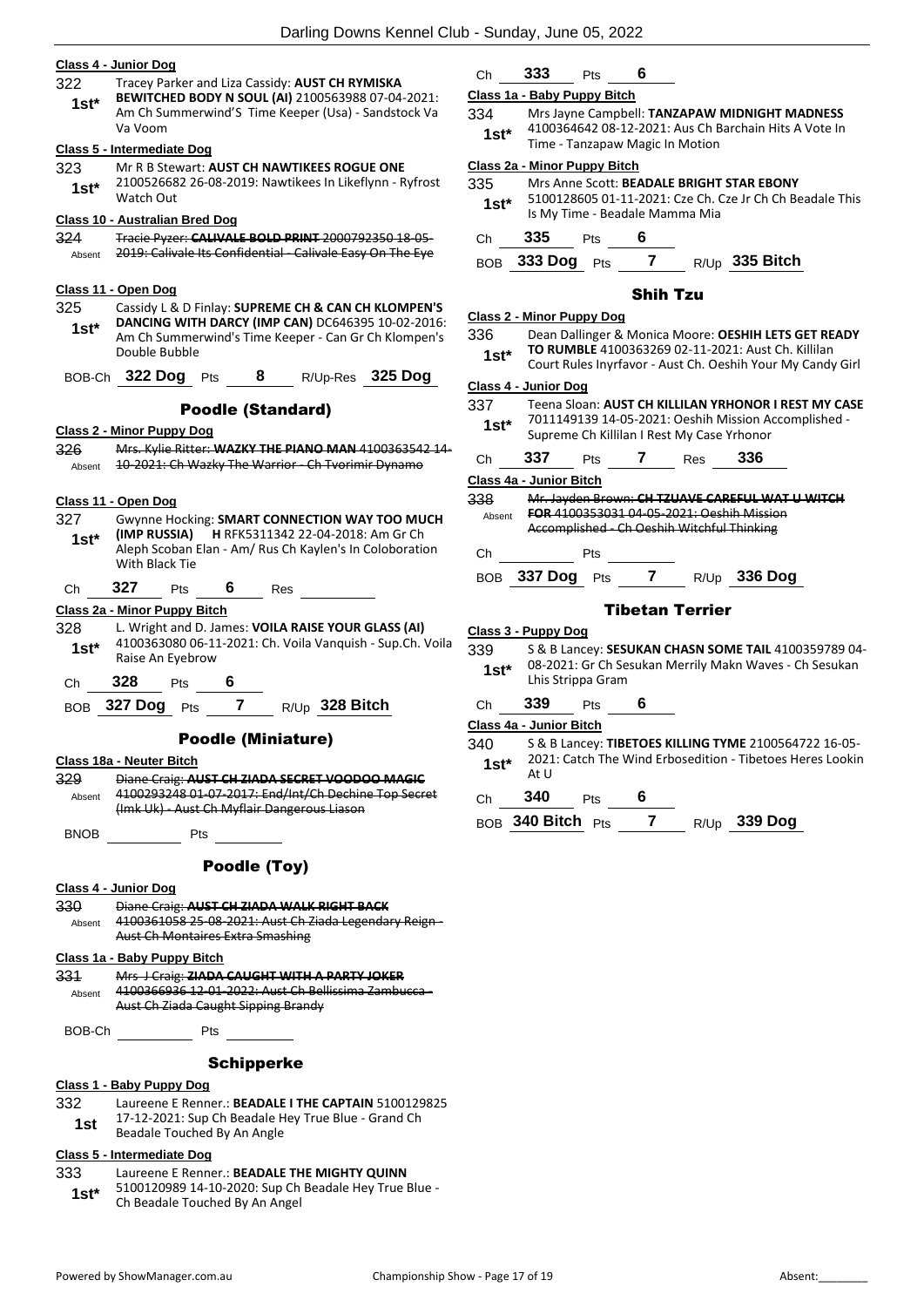**Class 4 - Junior Dog**

322 Tracey Parker and Liza Cassidy: **AUST CH RYMISKA BEWITCHED BODY N SOUL (AI)** 2100563988 07-04-2021: Am Ch Summerwind'S Time Keeper (Usa) - Sandstock Va Va Voom
**1st***

**Class 5 - Intermediate Dog**

323 Mr R B Stewart: **AUST CH NAWTIKEES ROGUE ONE** 2100526682 26-08-2019: Nawtikees In Likeflynn - Ryfrost Watch Out
**1st***

**Class 10 - Australian Bred Dog**

324 ~~Tracie Pyzer: **CALIVALE BOLD PRINT** 2000792350 18-05-2019: Calivale Its Confidential - Calivale Easy On The Eye~~
Absent

**Class 11 - Open Dog**

325 Cassidy L & D Finlay: **SUPREME CH & CAN CH KLOMPEN'S DANCING WITH DARCY (IMP CAN)** DC646395 10-02-2016: Am Ch Summerwind's Time Keeper - Can Gr Ch Klompen's Double Bubble
**1st***

BOB-Ch **322 Dog** Pts **8** R/Up-Res **325 Dog**

## Poodle (Standard)

**Class 2 - Minor Puppy Dog**

326 ~~Mrs. Kylie Ritter: **WAZKY THE PIANO MAN** 4100363542 14-10-2021: Ch Wazky The Warrior - Ch Tvorimir Dynamo~~
Absent

**Class 11 - Open Dog**

327 Gwynne Hocking: **SMART CONNECTION WAY TOO MUCH (IMP RUSSIA)** H RFK5311342 22-04-2018: Am Gr Ch Aleph Scoban Elan - Am/ Rus Ch Kaylen's In Coloboration With Black Tie
**1st***

Ch **327** Pts **6** Res

**Class 2a - Minor Puppy Bitch**

328 L. Wright and D. James: **VOILA RAISE YOUR GLASS (AI)** 4100363080 06-11-2021: Ch. Voila Vanquish - Sup.Ch. Voila Raise An Eyebrow
**1st***

Ch **328** Pts **6**

BOB **327 Dog** Pts **7** R/Up **328 Bitch**

## Poodle (Miniature)

**Class 18a - Neuter Bitch**

329 ~~Diane Craig: **AUST CH ZIADA SECRET VOODOO MAGIC** 4100293248 01-07-2017: End/Int/Ch Dechine Top Secret (Imk Uk) - Aust Ch Myflair Dangerous Liason~~
Absent

BNOB Pts

## Poodle (Toy)

**Class 4 - Junior Dog**

330 ~~Diane Craig: **AUST CH ZIADA WALK RIGHT BACK** 4100361058 25-08-2021: Aust Ch Ziada Legendary Reign - Aust Ch Montaires Extra Smashing~~
Absent

**Class 1a - Baby Puppy Bitch**

331 ~~Mrs J Craig: **ZIADA CAUGHT WITH A PARTY JOKER** 4100366936 12-01-2022: Aust Ch Bellissima Zambucca - Aust Ch Ziada Caught Sipping Brandy~~
Absent

BOB-Ch Pts

## Schipperke

**Class 1 - Baby Puppy Dog**

332 Laureene E Renner.: **BEADALE I THE CAPTAIN** 5100129825 17-12-2021: Sup Ch Beadale Hey True Blue - Grand Ch Beadale Touched By An Angle
**1st**

**Class 5 - Intermediate Dog**

333 Laureene E Renner.: **BEADALE THE MIGHTY QUINN** 5100120989 14-10-2020: Sup Ch Beadale Hey True Blue - Ch Beadale Touched By An Angel
**1st***

Ch **333** Pts **6**

**Class 1a - Baby Puppy Bitch**

334 Mrs Jayne Campbell: **TANZAPAW MIDNIGHT MADNESS** 4100364642 08-12-2021: Aus Ch Barchain Hits A Vote In Time - Tanzapaw Magic In Motion
**1st***

**Class 2a - Minor Puppy Bitch**

335 Mrs Anne Scott: **BEADALE BRIGHT STAR EBONY** 5100128605 01-11-2021: Cze Ch. Cze Jr Ch Ch Beadale This Is My Time - Beadale Mamma Mia
**1st***

Ch **335** Pts **6**

BOB **333 Dog** Pts **7** R/Up **335 Bitch**

## Shih Tzu

**Class 2 - Minor Puppy Dog**

336 Dean Dallinger & Monica Moore: **OESHIH LETS GET READY TO RUMBLE** 4100363269 02-11-2021: Aust Ch. Killilan Court Rules Inyrfavor - Aust Ch. Oeshih Your My Candy Girl
**1st***

**Class 4 - Junior Dog**

337 Teena Sloan: **AUST CH KILLILAN YRHONOR I REST MY CASE** 7011149139 14-05-2021: Oeshih Mission Accomplished - Supreme Ch Killilan I Rest My Case Yrhonor
**1st***

Ch **337** Pts **7** Res **336**

**Class 4a - Junior Bitch**

338 ~~Mr. Jayden Brown: **CH TZUAVE CAREFUL WAT U WITCH FOR** 4100353031 04-05-2021: Oeshih Mission Accomplished - Ch Oeshih Witchful Thinking~~
Absent

Ch Pts

BOB **337 Dog** Pts **7** R/Up **336 Dog**

## Tibetan Terrier

**Class 3 - Puppy Dog**

339 S & B Lancey: **SESUKAN CHASN SOME TAIL** 4100359789 04-08-2021: Gr Ch Sesukan Merrily Makn Waves - Ch Sesukan Lhis Strippa Gram
**1st***

Ch **339** Pts **6**

**Class 4a - Junior Bitch**

340 S & B Lancey: **TIBETOES KILLING TYME** 2100564722 16-05-2021: Catch The Wind Erbosedition - Tibetoes Heres Lookin At U
**1st***

Ch **340** Pts **6**

BOB **340 Bitch** Pts **7** R/Up **339 Dog**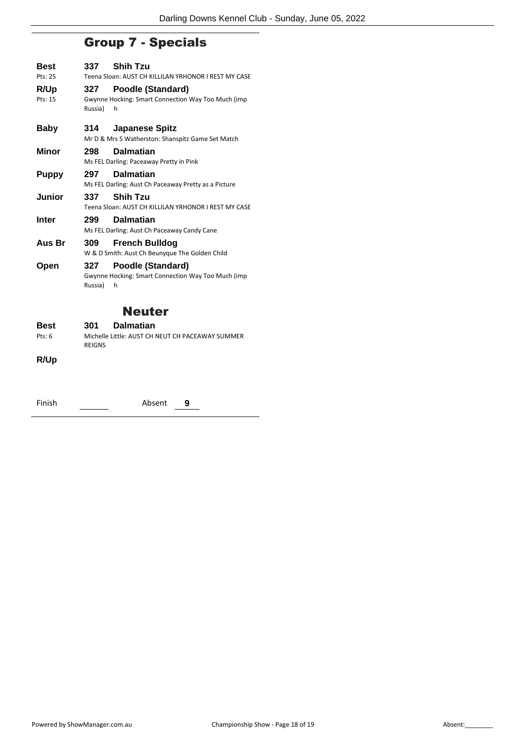## Group 7 - Specials

**Best** 337 **Shih Tzu**
Pts: 25 — Teena Sloan: AUST CH KILLILAN YRHONOR I REST MY CASE

**R/Up** 327 **Poodle (Standard)**
Pts: 15 — Gwynne Hocking: Smart Connection Way Too Much (imp Russia) h

**Baby** 314 **Japanese Spitz**
Mr D & Mrs S Watherston: Shanspitz Game Set Match

**Minor** 298 **Dalmatian**
Ms FEL Darling: Paceaway Pretty in Pink

**Puppy** 297 **Dalmatian**
Ms FEL Darling: Aust Ch Paceaway Pretty as a Picture

**Junior** 337 **Shih Tzu**
Teena Sloan: AUST CH KILLILAN YRHONOR I REST MY CASE

**Inter** 299 **Dalmatian**
Ms FEL Darling: Aust Ch Paceaway Candy Cane

**Aus Br** 309 **French Bulldog**
W & D Smith: Aust Ch Beunyque The Golden Child

**Open** 327 **Poodle (Standard)**
Gwynne Hocking: Smart Connection Way Too Much (imp Russia) h

## Neuter

**Best** 301 **Dalmatian**
Pts: 6 — Michelle Little: AUST CH NEUT CH PACEAWAY SUMMER REIGNS

**R/Up**

Finish ______ Absent **9**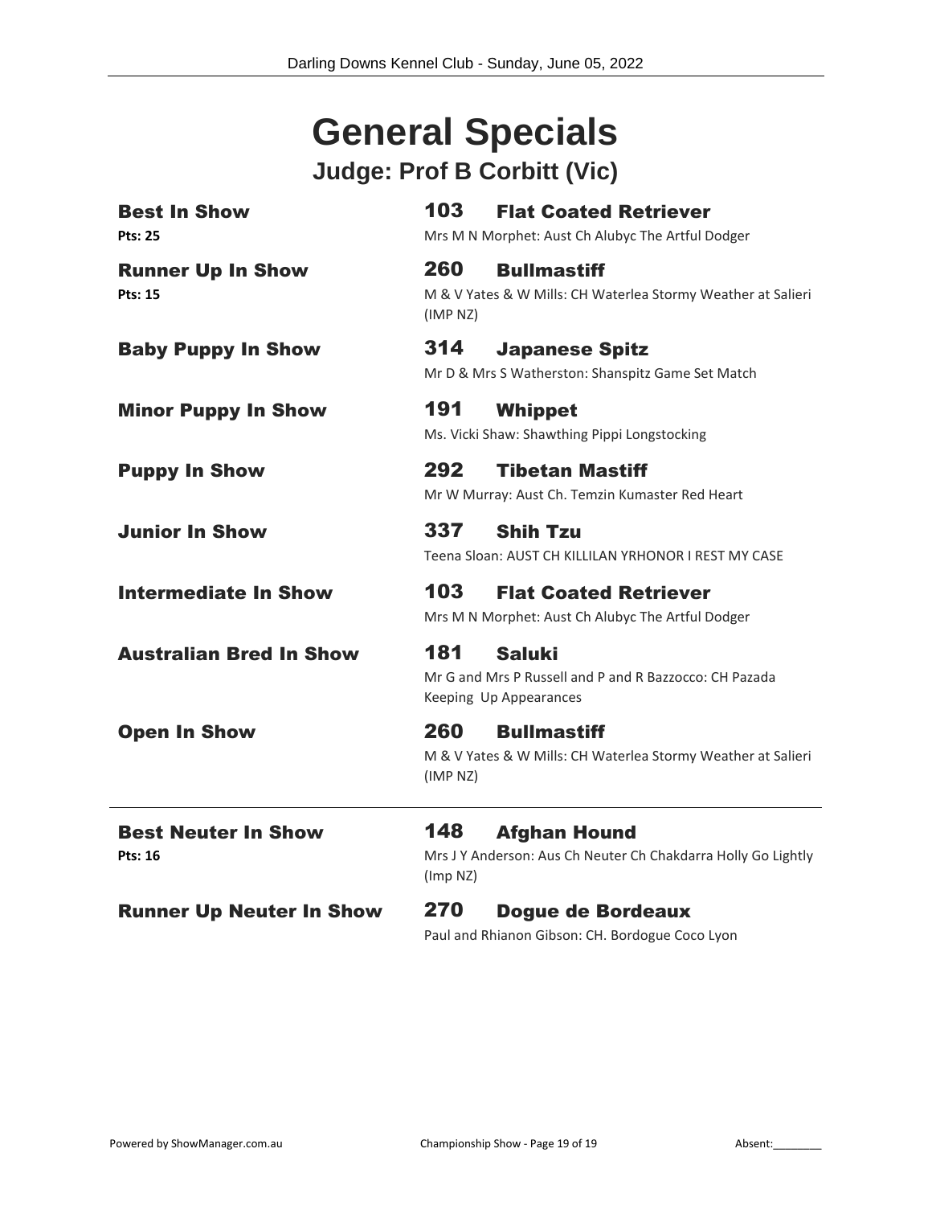# General Specials

## Judge: Prof B Corbitt (Vic)

**Best In Show**
Pts: 25

**103 Flat Coated Retriever**
Mrs M N Morphet: Aust Ch Alubyc The Artful Dodger

**Runner Up In Show**
Pts: 15

**260 Bullmastiff**
M & V Yates & W Mills: CH Waterlea Stormy Weather at Salieri (IMP NZ)

**Baby Puppy In Show**

**314 Japanese Spitz**
Mr D & Mrs S Watherston: Shanspitz Game Set Match

**Minor Puppy In Show**

**191 Whippet**
Ms. Vicki Shaw: Shawthing Pippi Longstocking

**Puppy In Show**

**292 Tibetan Mastiff**
Mr W Murray: Aust Ch. Temzin Kumaster Red Heart

**Junior In Show**

**337 Shih Tzu**
Teena Sloan: AUST CH KILLILAN YRHONOR I REST MY CASE

**Intermediate In Show**

**103 Flat Coated Retriever**
Mrs M N Morphet: Aust Ch Alubyc The Artful Dodger

**Australian Bred In Show**

**181 Saluki**
Mr G and Mrs P Russell and P and R Bazzocco: CH Pazada Keeping Up Appearances

**Open In Show**

**260 Bullmastiff**
M & V Yates & W Mills: CH Waterlea Stormy Weather at Salieri (IMP NZ)

---

**Best Neuter In Show**
Pts: 16

**148 Afghan Hound**
Mrs J Y Anderson: Aus Ch Neuter Ch Chakdarra Holly Go Lightly (Imp NZ)

**Runner Up Neuter In Show**

**270 Dogue de Bordeaux**
Paul and Rhianon Gibson: CH. Bordogue Coco Lyon